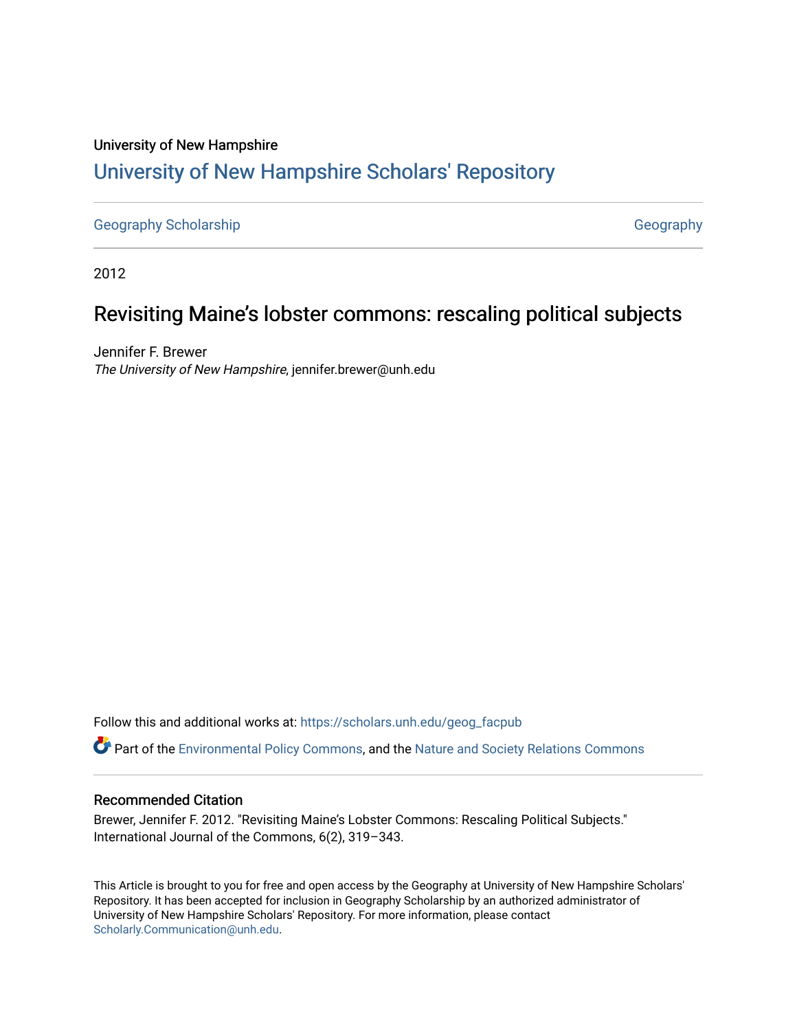University of New Hampshire

# University of New Hampshire Scholars' Repository

Geography Scholarship | Geography

2012

## Revisiting Maine's lobster commons: rescaling political subjects

Jennifer F. Brewer
*The University of New Hampshire*, jennifer.brewer@unh.edu

Follow this and additional works at: https://scholars.unh.edu/geog_facpub

Part of the Environmental Policy Commons, and the Nature and Society Relations Commons

### Recommended Citation

Brewer, Jennifer F. 2012. "Revisiting Maine's Lobster Commons: Rescaling Political Subjects." International Journal of the Commons, 6(2), 319–343.

This Article is brought to you for free and open access by the Geography at University of New Hampshire Scholars' Repository. It has been accepted for inclusion in Geography Scholarship by an authorized administrator of University of New Hampshire Scholars' Repository. For more information, please contact Scholarly.Communication@unh.edu.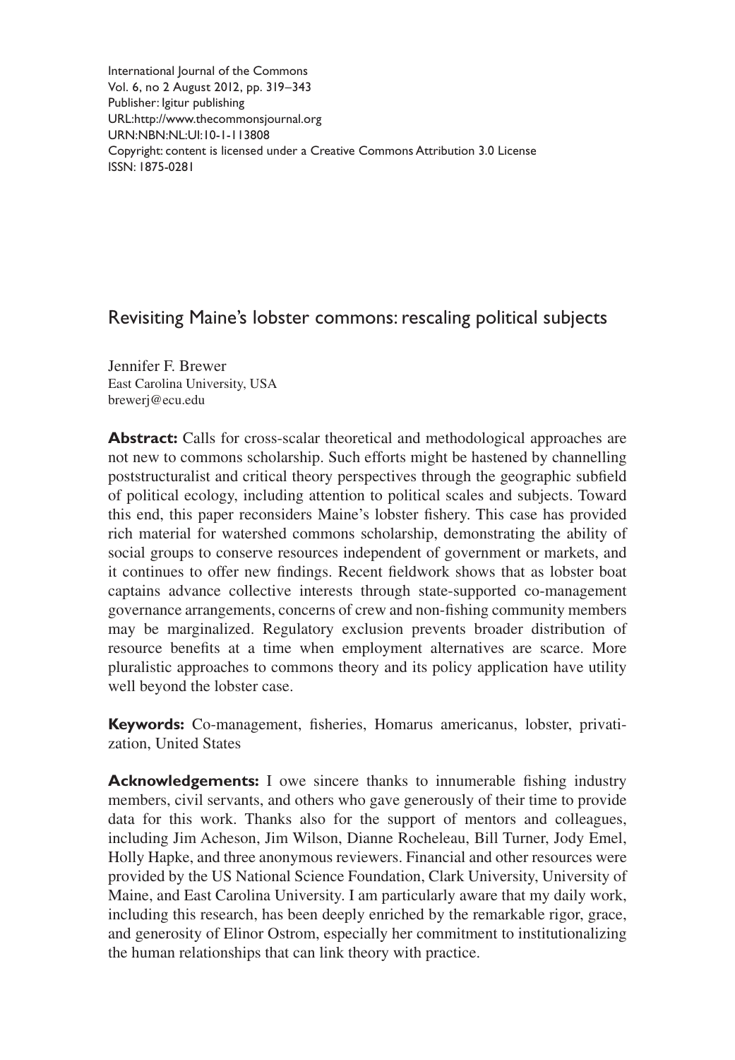International Journal of the Commons
Vol. 6, no 2 August 2012, pp. 319–343
Publisher: Igitur publishing
URL:http://www.thecommonsjournal.org
URN:NBN:NL:UI:10-1-113808
Copyright: content is licensed under a Creative Commons Attribution 3.0 License
ISSN: 1875-0281

# Revisiting Maine's lobster commons: rescaling political subjects

Jennifer F. Brewer
East Carolina University, USA
brewerj@ecu.edu

**Abstract:** Calls for cross-scalar theoretical and methodological approaches are not new to commons scholarship. Such efforts might be hastened by channelling poststructuralist and critical theory perspectives through the geographic subfield of political ecology, including attention to political scales and subjects. Toward this end, this paper reconsiders Maine's lobster fishery. This case has provided rich material for watershed commons scholarship, demonstrating the ability of social groups to conserve resources independent of government or markets, and it continues to offer new findings. Recent fieldwork shows that as lobster boat captains advance collective interests through state-supported co-management governance arrangements, concerns of crew and non-fishing community members may be marginalized. Regulatory exclusion prevents broader distribution of resource benefits at a time when employment alternatives are scarce. More pluralistic approaches to commons theory and its policy application have utility well beyond the lobster case.

**Keywords:** Co-management, fisheries, Homarus americanus, lobster, privatization, United States

**Acknowledgements:** I owe sincere thanks to innumerable fishing industry members, civil servants, and others who gave generously of their time to provide data for this work. Thanks also for the support of mentors and colleagues, including Jim Acheson, Jim Wilson, Dianne Rocheleau, Bill Turner, Jody Emel, Holly Hapke, and three anonymous reviewers. Financial and other resources were provided by the US National Science Foundation, Clark University, University of Maine, and East Carolina University. I am particularly aware that my daily work, including this research, has been deeply enriched by the remarkable rigor, grace, and generosity of Elinor Ostrom, especially her commitment to institutionalizing the human relationships that can link theory with practice.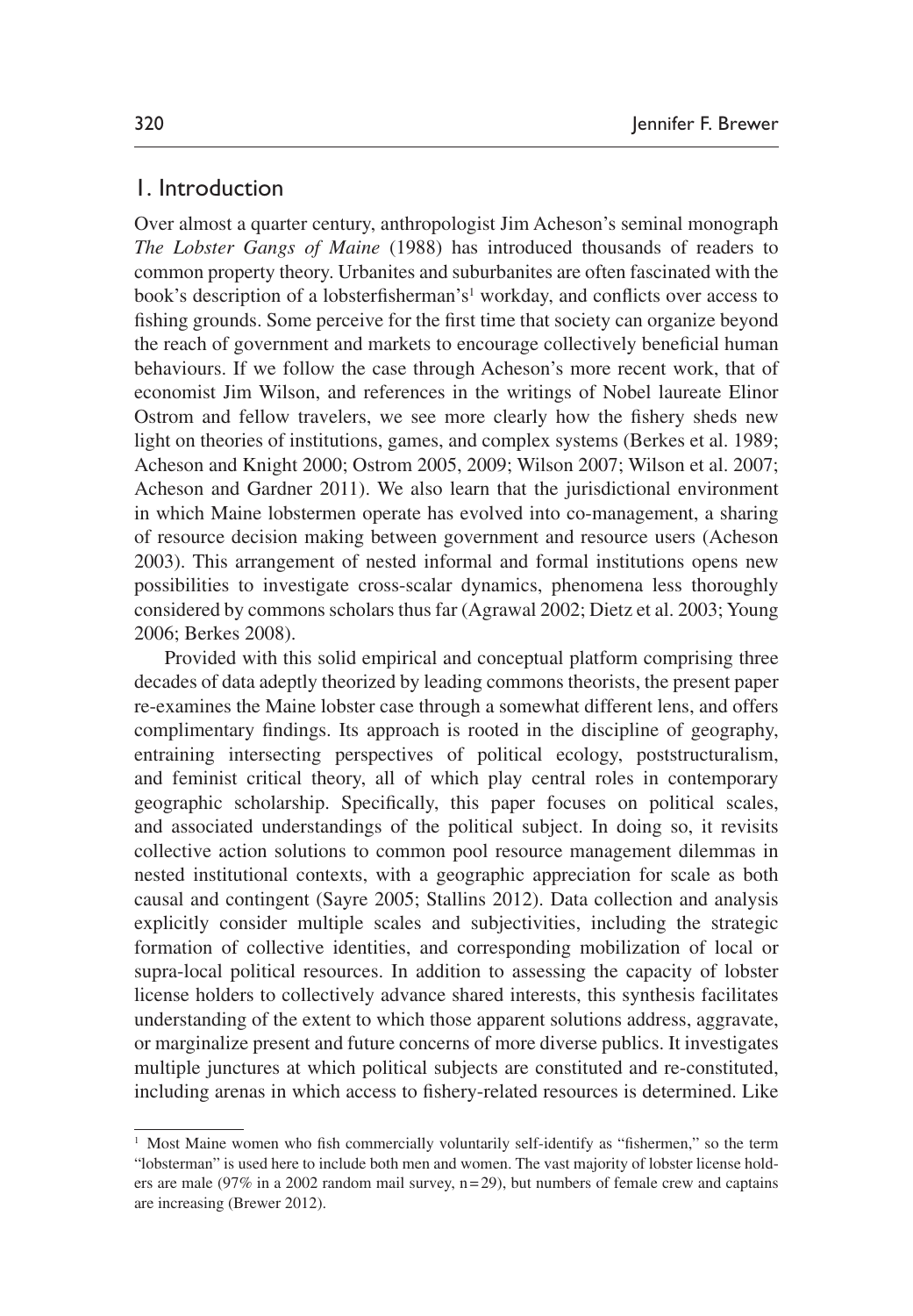## 1. Introduction

Over almost a quarter century, anthropologist Jim Acheson's seminal monograph *The Lobster Gangs of Maine* (1988) has introduced thousands of readers to common property theory. Urbanites and suburbanites are often fascinated with the book's description of a lobsterfisherman's[1] workday, and conflicts over access to fishing grounds. Some perceive for the first time that society can organize beyond the reach of government and markets to encourage collectively beneficial human behaviours. If we follow the case through Acheson's more recent work, that of economist Jim Wilson, and references in the writings of Nobel laureate Elinor Ostrom and fellow travelers, we see more clearly how the fishery sheds new light on theories of institutions, games, and complex systems (Berkes et al. 1989; Acheson and Knight 2000; Ostrom 2005, 2009; Wilson 2007; Wilson et al. 2007; Acheson and Gardner 2011). We also learn that the jurisdictional environment in which Maine lobstermen operate has evolved into co-management, a sharing of resource decision making between government and resource users (Acheson 2003). This arrangement of nested informal and formal institutions opens new possibilities to investigate cross-scalar dynamics, phenomena less thoroughly considered by commons scholars thus far (Agrawal 2002; Dietz et al. 2003; Young 2006; Berkes 2008).

Provided with this solid empirical and conceptual platform comprising three decades of data adeptly theorized by leading commons theorists, the present paper re-examines the Maine lobster case through a somewhat different lens, and offers complimentary findings. Its approach is rooted in the discipline of geography, entraining intersecting perspectives of political ecology, poststructuralism, and feminist critical theory, all of which play central roles in contemporary geographic scholarship. Specifically, this paper focuses on political scales, and associated understandings of the political subject. In doing so, it revisits collective action solutions to common pool resource management dilemmas in nested institutional contexts, with a geographic appreciation for scale as both causal and contingent (Sayre 2005; Stallins 2012). Data collection and analysis explicitly consider multiple scales and subjectivities, including the strategic formation of collective identities, and corresponding mobilization of local or supra-local political resources. In addition to assessing the capacity of lobster license holders to collectively advance shared interests, this synthesis facilitates understanding of the extent to which those apparent solutions address, aggravate, or marginalize present and future concerns of more diverse publics. It investigates multiple junctures at which political subjects are constituted and re-constituted, including arenas in which access to fishery-related resources is determined. Like

[1] Most Maine women who fish commercially voluntarily self-identify as "fishermen," so the term "lobsterman" is used here to include both men and women. The vast majority of lobster license holders are male (97% in a 2002 random mail survey, n=29), but numbers of female crew and captains are increasing (Brewer 2012).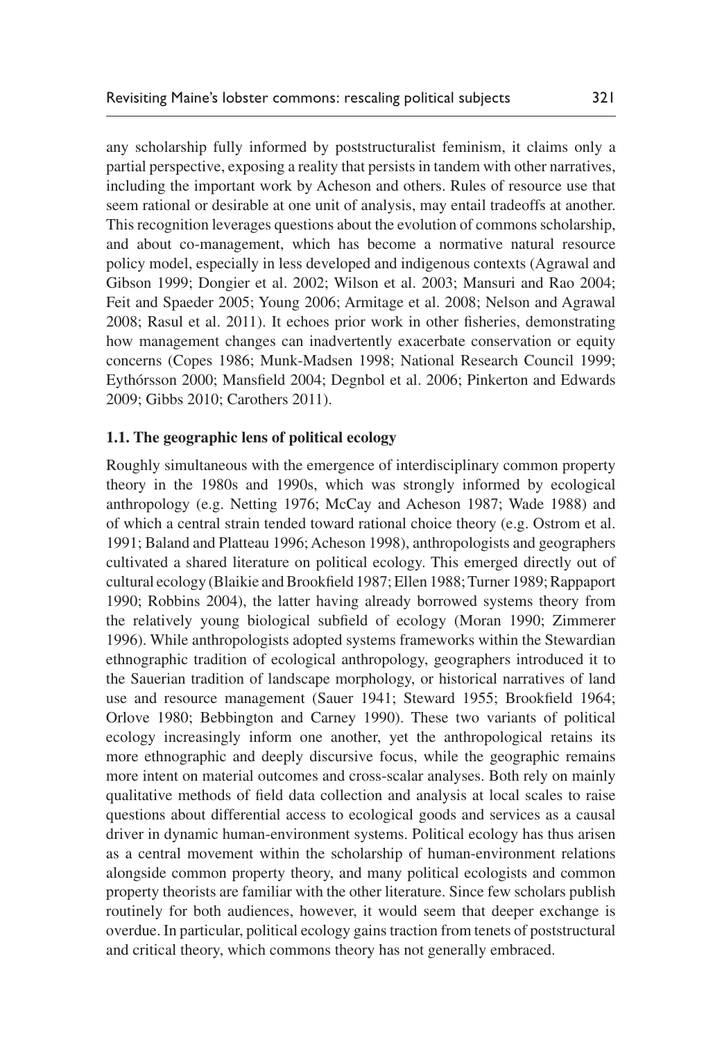any scholarship fully informed by poststructuralist feminism, it claims only a partial perspective, exposing a reality that persists in tandem with other narratives, including the important work by Acheson and others. Rules of resource use that seem rational or desirable at one unit of analysis, may entail tradeoffs at another. This recognition leverages questions about the evolution of commons scholarship, and about co-management, which has become a normative natural resource policy model, especially in less developed and indigenous contexts (Agrawal and Gibson 1999; Dongier et al. 2002; Wilson et al. 2003; Mansuri and Rao 2004; Feit and Spaeder 2005; Young 2006; Armitage et al. 2008; Nelson and Agrawal 2008; Rasul et al. 2011). It echoes prior work in other fisheries, demonstrating how management changes can inadvertently exacerbate conservation or equity concerns (Copes 1986; Munk-Madsen 1998; National Research Council 1999; Eythórsson 2000; Mansfield 2004; Degnbol et al. 2006; Pinkerton and Edwards 2009; Gibbs 2010; Carothers 2011).

### 1.1. The geographic lens of political ecology

Roughly simultaneous with the emergence of interdisciplinary common property theory in the 1980s and 1990s, which was strongly informed by ecological anthropology (e.g. Netting 1976; McCay and Acheson 1987; Wade 1988) and of which a central strain tended toward rational choice theory (e.g. Ostrom et al. 1991; Baland and Platteau 1996; Acheson 1998), anthropologists and geographers cultivated a shared literature on political ecology. This emerged directly out of cultural ecology (Blaikie and Brookfield 1987; Ellen 1988; Turner 1989; Rappaport 1990; Robbins 2004), the latter having already borrowed systems theory from the relatively young biological subfield of ecology (Moran 1990; Zimmerer 1996). While anthropologists adopted systems frameworks within the Stewardian ethnographic tradition of ecological anthropology, geographers introduced it to the Sauerian tradition of landscape morphology, or historical narratives of land use and resource management (Sauer 1941; Steward 1955; Brookfield 1964; Orlove 1980; Bebbington and Carney 1990). These two variants of political ecology increasingly inform one another, yet the anthropological retains its more ethnographic and deeply discursive focus, while the geographic remains more intent on material outcomes and cross-scalar analyses. Both rely on mainly qualitative methods of field data collection and analysis at local scales to raise questions about differential access to ecological goods and services as a causal driver in dynamic human-environment systems. Political ecology has thus arisen as a central movement within the scholarship of human-environment relations alongside common property theory, and many political ecologists and common property theorists are familiar with the other literature. Since few scholars publish routinely for both audiences, however, it would seem that deeper exchange is overdue. In particular, political ecology gains traction from tenets of poststructural and critical theory, which commons theory has not generally embraced.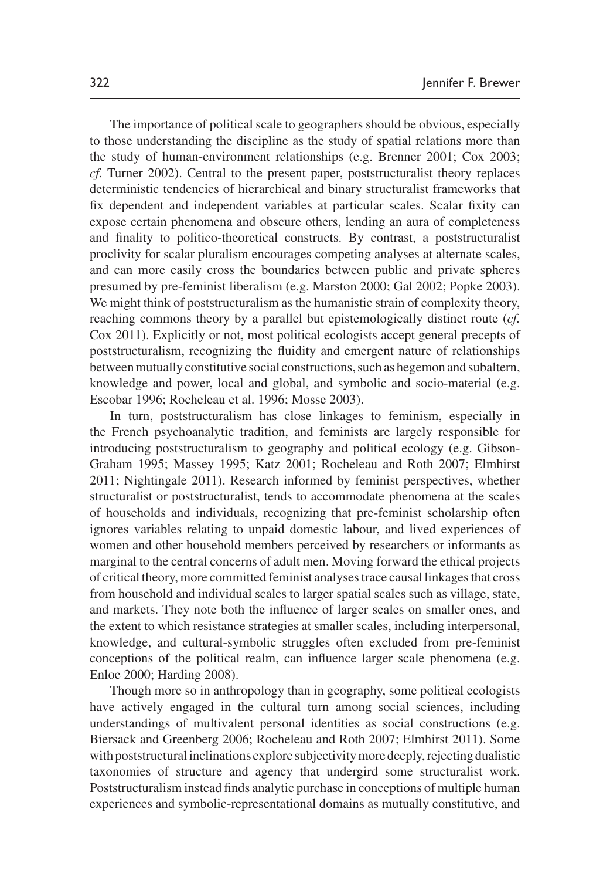The importance of political scale to geographers should be obvious, especially to those understanding the discipline as the study of spatial relations more than the study of human-environment relationships (e.g. Brenner 2001; Cox 2003; *cf.* Turner 2002). Central to the present paper, poststructuralist theory replaces deterministic tendencies of hierarchical and binary structuralist frameworks that fix dependent and independent variables at particular scales. Scalar fixity can expose certain phenomena and obscure others, lending an aura of completeness and finality to politico-theoretical constructs. By contrast, a poststructuralist proclivity for scalar pluralism encourages competing analyses at alternate scales, and can more easily cross the boundaries between public and private spheres presumed by pre-feminist liberalism (e.g. Marston 2000; Gal 2002; Popke 2003). We might think of poststructuralism as the humanistic strain of complexity theory, reaching commons theory by a parallel but epistemologically distinct route (*cf.* Cox 2011). Explicitly or not, most political ecologists accept general precepts of poststructuralism, recognizing the fluidity and emergent nature of relationships between mutually constitutive social constructions, such as hegemon and subaltern, knowledge and power, local and global, and symbolic and socio-material (e.g. Escobar 1996; Rocheleau et al. 1996; Mosse 2003).

In turn, poststructuralism has close linkages to feminism, especially in the French psychoanalytic tradition, and feminists are largely responsible for introducing poststructuralism to geography and political ecology (e.g. Gibson-Graham 1995; Massey 1995; Katz 2001; Rocheleau and Roth 2007; Elmhirst 2011; Nightingale 2011). Research informed by feminist perspectives, whether structuralist or poststructuralist, tends to accommodate phenomena at the scales of households and individuals, recognizing that pre-feminist scholarship often ignores variables relating to unpaid domestic labour, and lived experiences of women and other household members perceived by researchers or informants as marginal to the central concerns of adult men. Moving forward the ethical projects of critical theory, more committed feminist analyses trace causal linkages that cross from household and individual scales to larger spatial scales such as village, state, and markets. They note both the influence of larger scales on smaller ones, and the extent to which resistance strategies at smaller scales, including interpersonal, knowledge, and cultural-symbolic struggles often excluded from pre-feminist conceptions of the political realm, can influence larger scale phenomena (e.g. Enloe 2000; Harding 2008).

Though more so in anthropology than in geography, some political ecologists have actively engaged in the cultural turn among social sciences, including understandings of multivalent personal identities as social constructions (e.g. Biersack and Greenberg 2006; Rocheleau and Roth 2007; Elmhirst 2011). Some with poststructural inclinations explore subjectivity more deeply, rejecting dualistic taxonomies of structure and agency that undergird some structuralist work. Poststructuralism instead finds analytic purchase in conceptions of multiple human experiences and symbolic-representational domains as mutually constitutive, and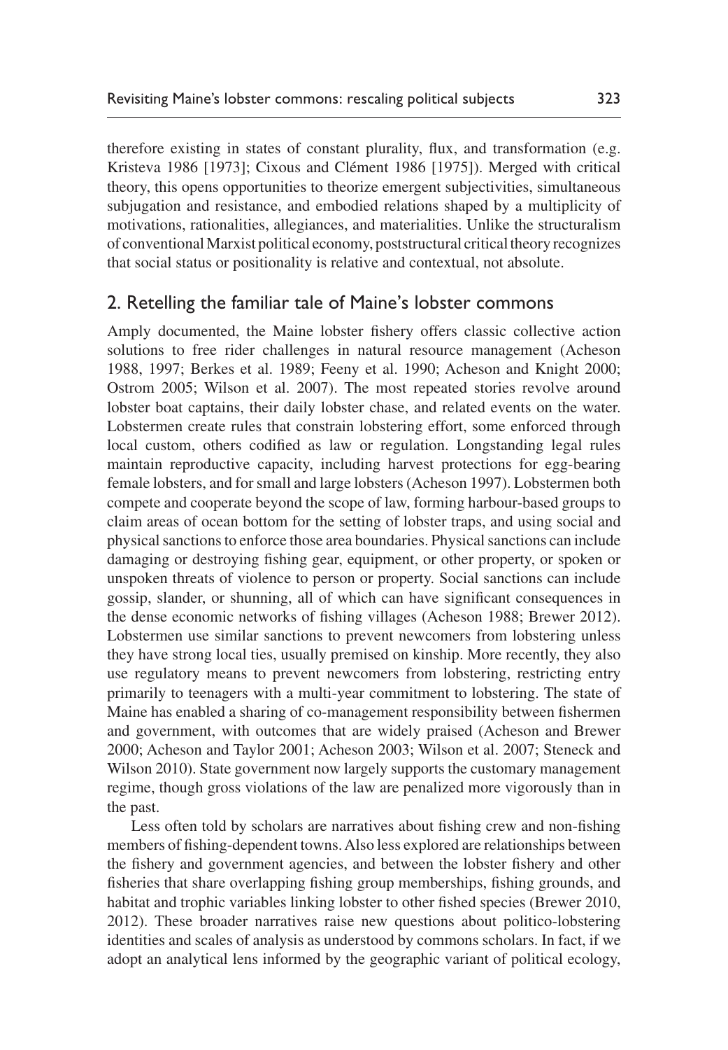therefore existing in states of constant plurality, flux, and transformation (e.g. Kristeva 1986 [1973]; Cixous and Clément 1986 [1975]). Merged with critical theory, this opens opportunities to theorize emergent subjectivities, simultaneous subjugation and resistance, and embodied relations shaped by a multiplicity of motivations, rationalities, allegiances, and materialities. Unlike the structuralism of conventional Marxist political economy, poststructural critical theory recognizes that social status or positionality is relative and contextual, not absolute.

## 2. Retelling the familiar tale of Maine's lobster commons

Amply documented, the Maine lobster fishery offers classic collective action solutions to free rider challenges in natural resource management (Acheson 1988, 1997; Berkes et al. 1989; Feeny et al. 1990; Acheson and Knight 2000; Ostrom 2005; Wilson et al. 2007). The most repeated stories revolve around lobster boat captains, their daily lobster chase, and related events on the water. Lobstermen create rules that constrain lobstering effort, some enforced through local custom, others codified as law or regulation. Longstanding legal rules maintain reproductive capacity, including harvest protections for egg-bearing female lobsters, and for small and large lobsters (Acheson 1997). Lobstermen both compete and cooperate beyond the scope of law, forming harbour-based groups to claim areas of ocean bottom for the setting of lobster traps, and using social and physical sanctions to enforce those area boundaries. Physical sanctions can include damaging or destroying fishing gear, equipment, or other property, or spoken or unspoken threats of violence to person or property. Social sanctions can include gossip, slander, or shunning, all of which can have significant consequences in the dense economic networks of fishing villages (Acheson 1988; Brewer 2012). Lobstermen use similar sanctions to prevent newcomers from lobstering unless they have strong local ties, usually premised on kinship. More recently, they also use regulatory means to prevent newcomers from lobstering, restricting entry primarily to teenagers with a multi-year commitment to lobstering. The state of Maine has enabled a sharing of co-management responsibility between fishermen and government, with outcomes that are widely praised (Acheson and Brewer 2000; Acheson and Taylor 2001; Acheson 2003; Wilson et al. 2007; Steneck and Wilson 2010). State government now largely supports the customary management regime, though gross violations of the law are penalized more vigorously than in the past.

Less often told by scholars are narratives about fishing crew and non-fishing members of fishing-dependent towns. Also less explored are relationships between the fishery and government agencies, and between the lobster fishery and other fisheries that share overlapping fishing group memberships, fishing grounds, and habitat and trophic variables linking lobster to other fished species (Brewer 2010, 2012). These broader narratives raise new questions about politico-lobstering identities and scales of analysis as understood by commons scholars. In fact, if we adopt an analytical lens informed by the geographic variant of political ecology,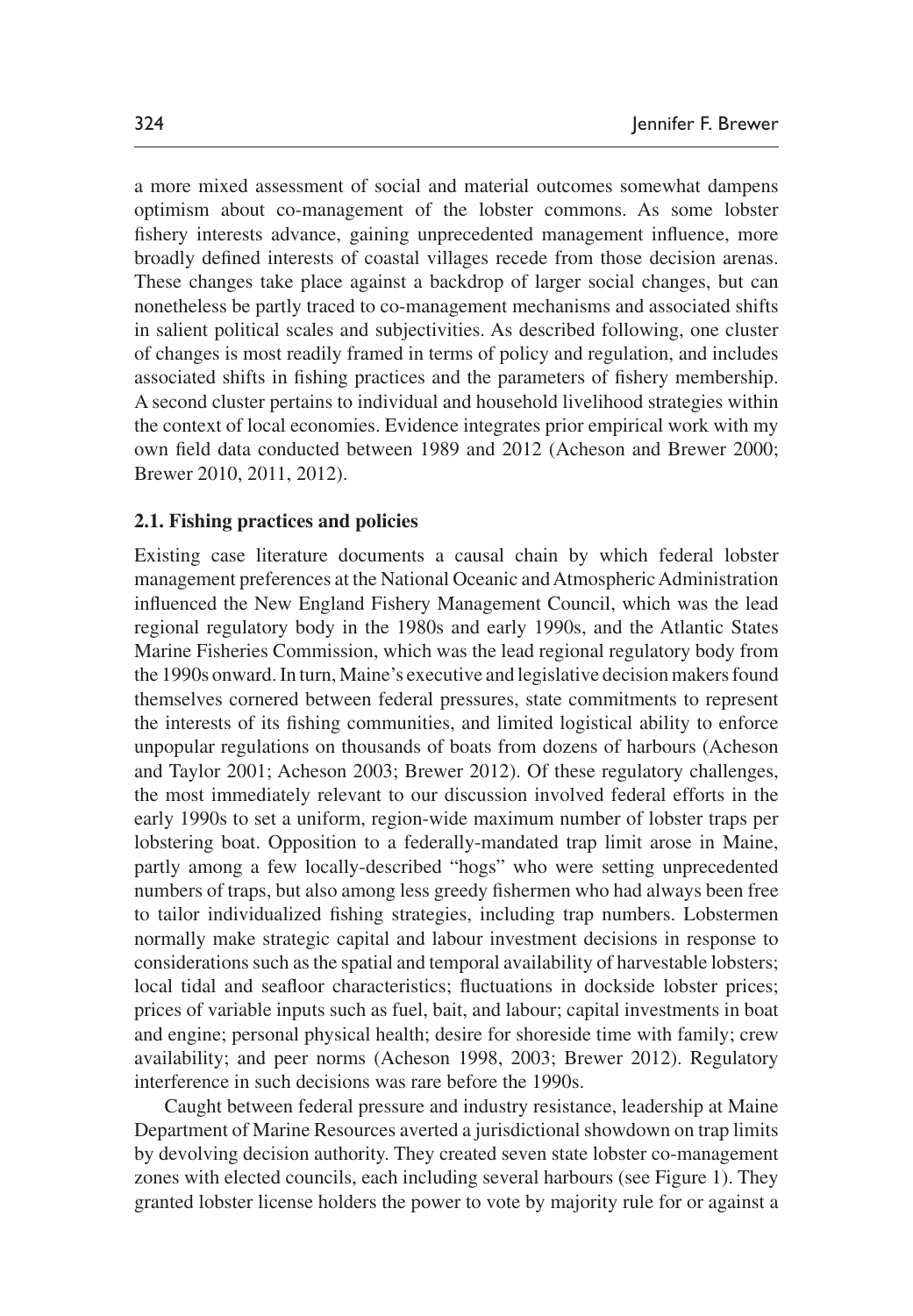a more mixed assessment of social and material outcomes somewhat dampens optimism about co-management of the lobster commons. As some lobster fishery interests advance, gaining unprecedented management influence, more broadly defined interests of coastal villages recede from those decision arenas. These changes take place against a backdrop of larger social changes, but can nonetheless be partly traced to co-management mechanisms and associated shifts in salient political scales and subjectivities. As described following, one cluster of changes is most readily framed in terms of policy and regulation, and includes associated shifts in fishing practices and the parameters of fishery membership. A second cluster pertains to individual and household livelihood strategies within the context of local economies. Evidence integrates prior empirical work with my own field data conducted between 1989 and 2012 (Acheson and Brewer 2000; Brewer 2010, 2011, 2012).

### 2.1. Fishing practices and policies

Existing case literature documents a causal chain by which federal lobster management preferences at the National Oceanic and Atmospheric Administration influenced the New England Fishery Management Council, which was the lead regional regulatory body in the 1980s and early 1990s, and the Atlantic States Marine Fisheries Commission, which was the lead regional regulatory body from the 1990s onward. In turn, Maine's executive and legislative decision makers found themselves cornered between federal pressures, state commitments to represent the interests of its fishing communities, and limited logistical ability to enforce unpopular regulations on thousands of boats from dozens of harbours (Acheson and Taylor 2001; Acheson 2003; Brewer 2012). Of these regulatory challenges, the most immediately relevant to our discussion involved federal efforts in the early 1990s to set a uniform, region-wide maximum number of lobster traps per lobstering boat. Opposition to a federally-mandated trap limit arose in Maine, partly among a few locally-described "hogs" who were setting unprecedented numbers of traps, but also among less greedy fishermen who had always been free to tailor individualized fishing strategies, including trap numbers. Lobstermen normally make strategic capital and labour investment decisions in response to considerations such as the spatial and temporal availability of harvestable lobsters; local tidal and seafloor characteristics; fluctuations in dockside lobster prices; prices of variable inputs such as fuel, bait, and labour; capital investments in boat and engine; personal physical health; desire for shoreside time with family; crew availability; and peer norms (Acheson 1998, 2003; Brewer 2012). Regulatory interference in such decisions was rare before the 1990s.

Caught between federal pressure and industry resistance, leadership at Maine Department of Marine Resources averted a jurisdictional showdown on trap limits by devolving decision authority. They created seven state lobster co-management zones with elected councils, each including several harbours (see Figure 1). They granted lobster license holders the power to vote by majority rule for or against a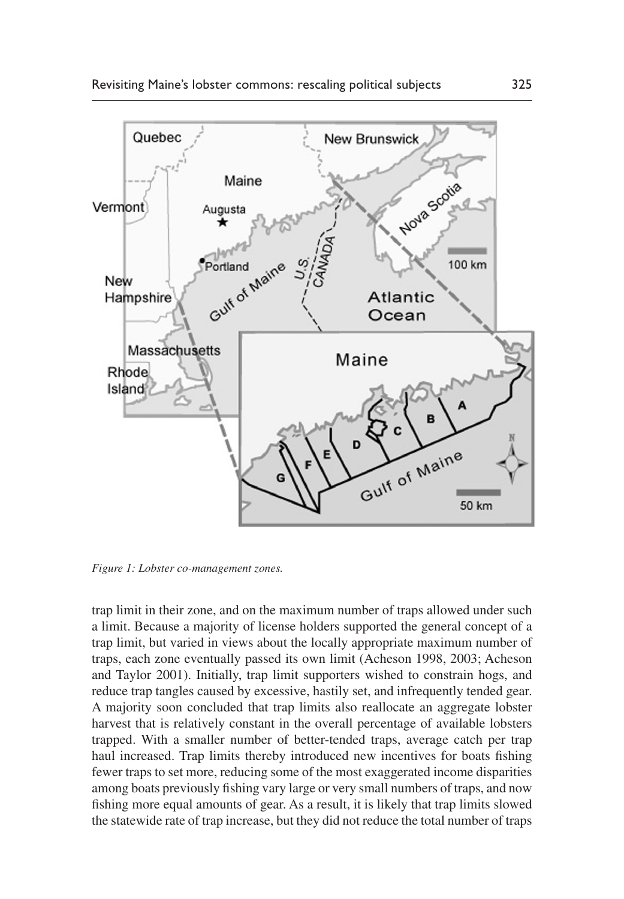*Figure 1: Lobster co-management zones.*

trap limit in their zone, and on the maximum number of traps allowed under such a limit. Because a majority of license holders supported the general concept of a trap limit, but varied in views about the locally appropriate maximum number of traps, each zone eventually passed its own limit (Acheson 1998, 2003; Acheson and Taylor 2001). Initially, trap limit supporters wished to constrain hogs, and reduce trap tangles caused by excessive, hastily set, and infrequently tended gear. A majority soon concluded that trap limits also reallocate an aggregate lobster harvest that is relatively constant in the overall percentage of available lobsters trapped. With a smaller number of better-tended traps, average catch per trap haul increased. Trap limits thereby introduced new incentives for boats fishing fewer traps to set more, reducing some of the most exaggerated income disparities among boats previously fishing vary large or very small numbers of traps, and now fishing more equal amounts of gear. As a result, it is likely that trap limits slowed the statewide rate of trap increase, but they did not reduce the total number of traps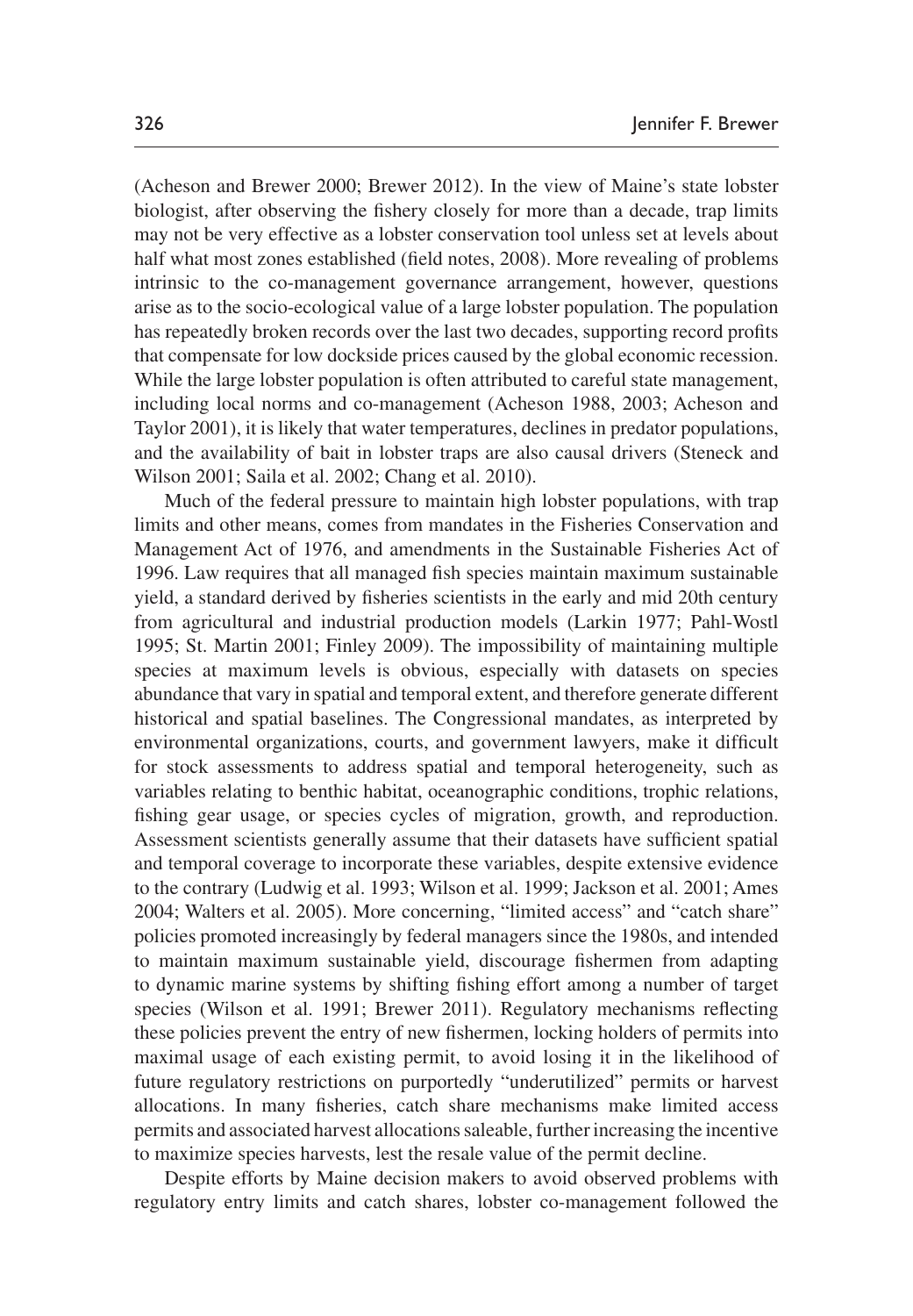(Acheson and Brewer 2000; Brewer 2012). In the view of Maine's state lobster biologist, after observing the fishery closely for more than a decade, trap limits may not be very effective as a lobster conservation tool unless set at levels about half what most zones established (field notes, 2008). More revealing of problems intrinsic to the co-management governance arrangement, however, questions arise as to the socio-ecological value of a large lobster population. The population has repeatedly broken records over the last two decades, supporting record profits that compensate for low dockside prices caused by the global economic recession. While the large lobster population is often attributed to careful state management, including local norms and co-management (Acheson 1988, 2003; Acheson and Taylor 2001), it is likely that water temperatures, declines in predator populations, and the availability of bait in lobster traps are also causal drivers (Steneck and Wilson 2001; Saila et al. 2002; Chang et al. 2010).

Much of the federal pressure to maintain high lobster populations, with trap limits and other means, comes from mandates in the Fisheries Conservation and Management Act of 1976, and amendments in the Sustainable Fisheries Act of 1996. Law requires that all managed fish species maintain maximum sustainable yield, a standard derived by fisheries scientists in the early and mid 20th century from agricultural and industrial production models (Larkin 1977; Pahl-Wostl 1995; St. Martin 2001; Finley 2009). The impossibility of maintaining multiple species at maximum levels is obvious, especially with datasets on species abundance that vary in spatial and temporal extent, and therefore generate different historical and spatial baselines. The Congressional mandates, as interpreted by environmental organizations, courts, and government lawyers, make it difficult for stock assessments to address spatial and temporal heterogeneity, such as variables relating to benthic habitat, oceanographic conditions, trophic relations, fishing gear usage, or species cycles of migration, growth, and reproduction. Assessment scientists generally assume that their datasets have sufficient spatial and temporal coverage to incorporate these variables, despite extensive evidence to the contrary (Ludwig et al. 1993; Wilson et al. 1999; Jackson et al. 2001; Ames 2004; Walters et al. 2005). More concerning, "limited access" and "catch share" policies promoted increasingly by federal managers since the 1980s, and intended to maintain maximum sustainable yield, discourage fishermen from adapting to dynamic marine systems by shifting fishing effort among a number of target species (Wilson et al. 1991; Brewer 2011). Regulatory mechanisms reflecting these policies prevent the entry of new fishermen, locking holders of permits into maximal usage of each existing permit, to avoid losing it in the likelihood of future regulatory restrictions on purportedly "underutilized" permits or harvest allocations. In many fisheries, catch share mechanisms make limited access permits and associated harvest allocations saleable, further increasing the incentive to maximize species harvests, lest the resale value of the permit decline.

Despite efforts by Maine decision makers to avoid observed problems with regulatory entry limits and catch shares, lobster co-management followed the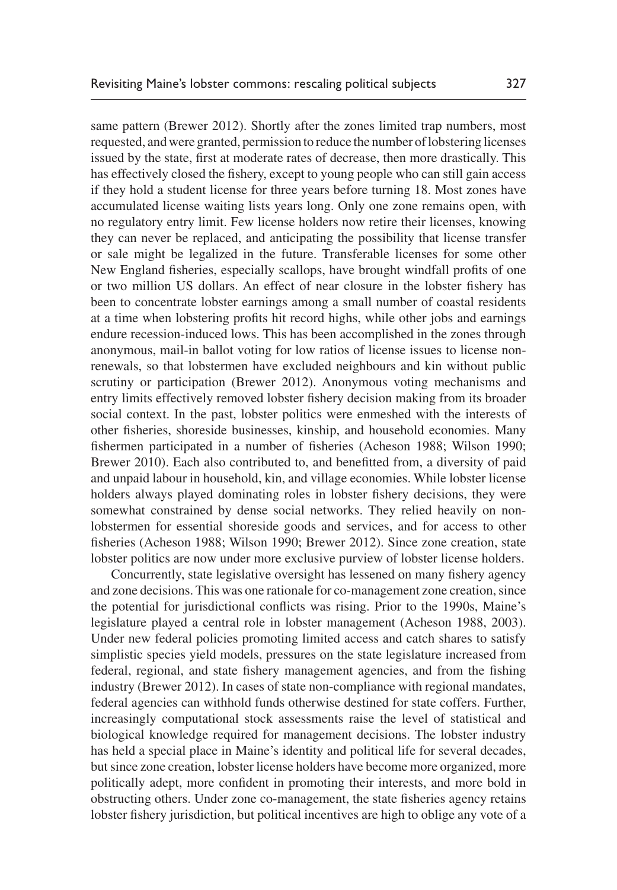same pattern (Brewer 2012). Shortly after the zones limited trap numbers, most requested, and were granted, permission to reduce the number of lobstering licenses issued by the state, first at moderate rates of decrease, then more drastically. This has effectively closed the fishery, except to young people who can still gain access if they hold a student license for three years before turning 18. Most zones have accumulated license waiting lists years long. Only one zone remains open, with no regulatory entry limit. Few license holders now retire their licenses, knowing they can never be replaced, and anticipating the possibility that license transfer or sale might be legalized in the future. Transferable licenses for some other New England fisheries, especially scallops, have brought windfall profits of one or two million US dollars. An effect of near closure in the lobster fishery has been to concentrate lobster earnings among a small number of coastal residents at a time when lobstering profits hit record highs, while other jobs and earnings endure recession-induced lows. This has been accomplished in the zones through anonymous, mail-in ballot voting for low ratios of license issues to license non-renewals, so that lobstermen have excluded neighbours and kin without public scrutiny or participation (Brewer 2012). Anonymous voting mechanisms and entry limits effectively removed lobster fishery decision making from its broader social context. In the past, lobster politics were enmeshed with the interests of other fisheries, shoreside businesses, kinship, and household economies. Many fishermen participated in a number of fisheries (Acheson 1988; Wilson 1990; Brewer 2010). Each also contributed to, and benefitted from, a diversity of paid and unpaid labour in household, kin, and village economies. While lobster license holders always played dominating roles in lobster fishery decisions, they were somewhat constrained by dense social networks. They relied heavily on non-lobstermen for essential shoreside goods and services, and for access to other fisheries (Acheson 1988; Wilson 1990; Brewer 2012). Since zone creation, state lobster politics are now under more exclusive purview of lobster license holders.

Concurrently, state legislative oversight has lessened on many fishery agency and zone decisions. This was one rationale for co-management zone creation, since the potential for jurisdictional conflicts was rising. Prior to the 1990s, Maine's legislature played a central role in lobster management (Acheson 1988, 2003). Under new federal policies promoting limited access and catch shares to satisfy simplistic species yield models, pressures on the state legislature increased from federal, regional, and state fishery management agencies, and from the fishing industry (Brewer 2012). In cases of state non-compliance with regional mandates, federal agencies can withhold funds otherwise destined for state coffers. Further, increasingly computational stock assessments raise the level of statistical and biological knowledge required for management decisions. The lobster industry has held a special place in Maine's identity and political life for several decades, but since zone creation, lobster license holders have become more organized, more politically adept, more confident in promoting their interests, and more bold in obstructing others. Under zone co-management, the state fisheries agency retains lobster fishery jurisdiction, but political incentives are high to oblige any vote of a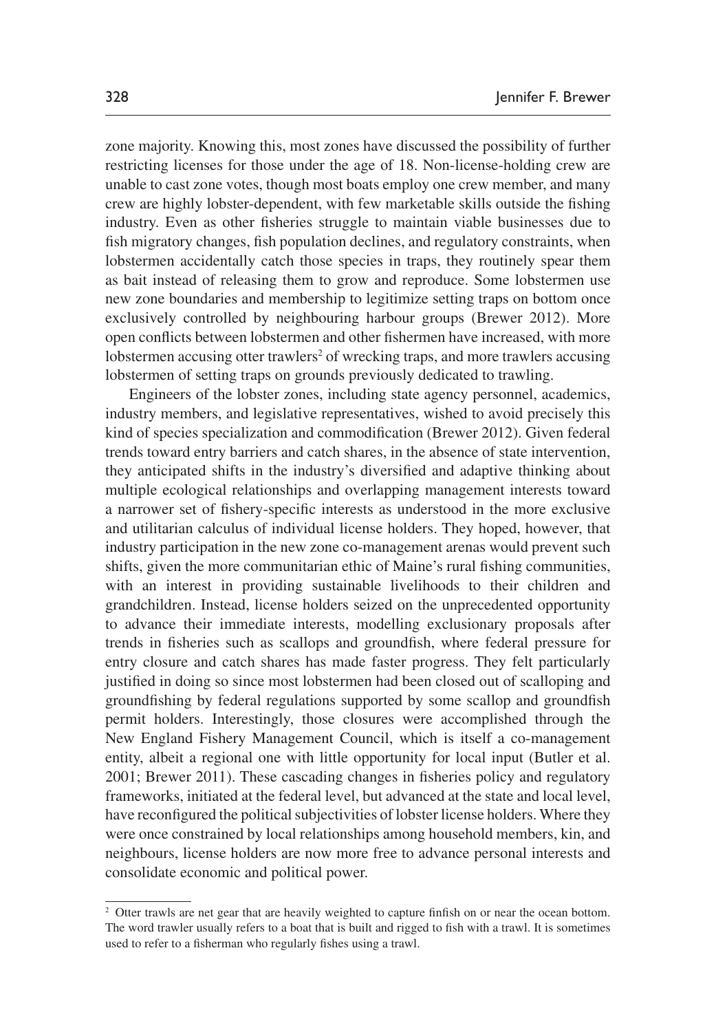zone majority. Knowing this, most zones have discussed the possibility of further restricting licenses for those under the age of 18. Non-license-holding crew are unable to cast zone votes, though most boats employ one crew member, and many crew are highly lobster-dependent, with few marketable skills outside the fishing industry. Even as other fisheries struggle to maintain viable businesses due to fish migratory changes, fish population declines, and regulatory constraints, when lobstermen accidentally catch those species in traps, they routinely spear them as bait instead of releasing them to grow and reproduce. Some lobstermen use new zone boundaries and membership to legitimize setting traps on bottom once exclusively controlled by neighbouring harbour groups (Brewer 2012). More open conflicts between lobstermen and other fishermen have increased, with more lobstermen accusing otter trawlers[2] of wrecking traps, and more trawlers accusing lobstermen of setting traps on grounds previously dedicated to trawling.

Engineers of the lobster zones, including state agency personnel, academics, industry members, and legislative representatives, wished to avoid precisely this kind of species specialization and commodification (Brewer 2012). Given federal trends toward entry barriers and catch shares, in the absence of state intervention, they anticipated shifts in the industry's diversified and adaptive thinking about multiple ecological relationships and overlapping management interests toward a narrower set of fishery-specific interests as understood in the more exclusive and utilitarian calculus of individual license holders. They hoped, however, that industry participation in the new zone co-management arenas would prevent such shifts, given the more communitarian ethic of Maine's rural fishing communities, with an interest in providing sustainable livelihoods to their children and grandchildren. Instead, license holders seized on the unprecedented opportunity to advance their immediate interests, modelling exclusionary proposals after trends in fisheries such as scallops and groundfish, where federal pressure for entry closure and catch shares has made faster progress. They felt particularly justified in doing so since most lobstermen had been closed out of scalloping and groundfishing by federal regulations supported by some scallop and groundfish permit holders. Interestingly, those closures were accomplished through the New England Fishery Management Council, which is itself a co-management entity, albeit a regional one with little opportunity for local input (Butler et al. 2001; Brewer 2011). These cascading changes in fisheries policy and regulatory frameworks, initiated at the federal level, but advanced at the state and local level, have reconfigured the political subjectivities of lobster license holders. Where they were once constrained by local relationships among household members, kin, and neighbours, license holders are now more free to advance personal interests and consolidate economic and political power.

---

[2] Otter trawls are net gear that are heavily weighted to capture finfish on or near the ocean bottom. The word trawler usually refers to a boat that is built and rigged to fish with a trawl. It is sometimes used to refer to a fisherman who regularly fishes using a trawl.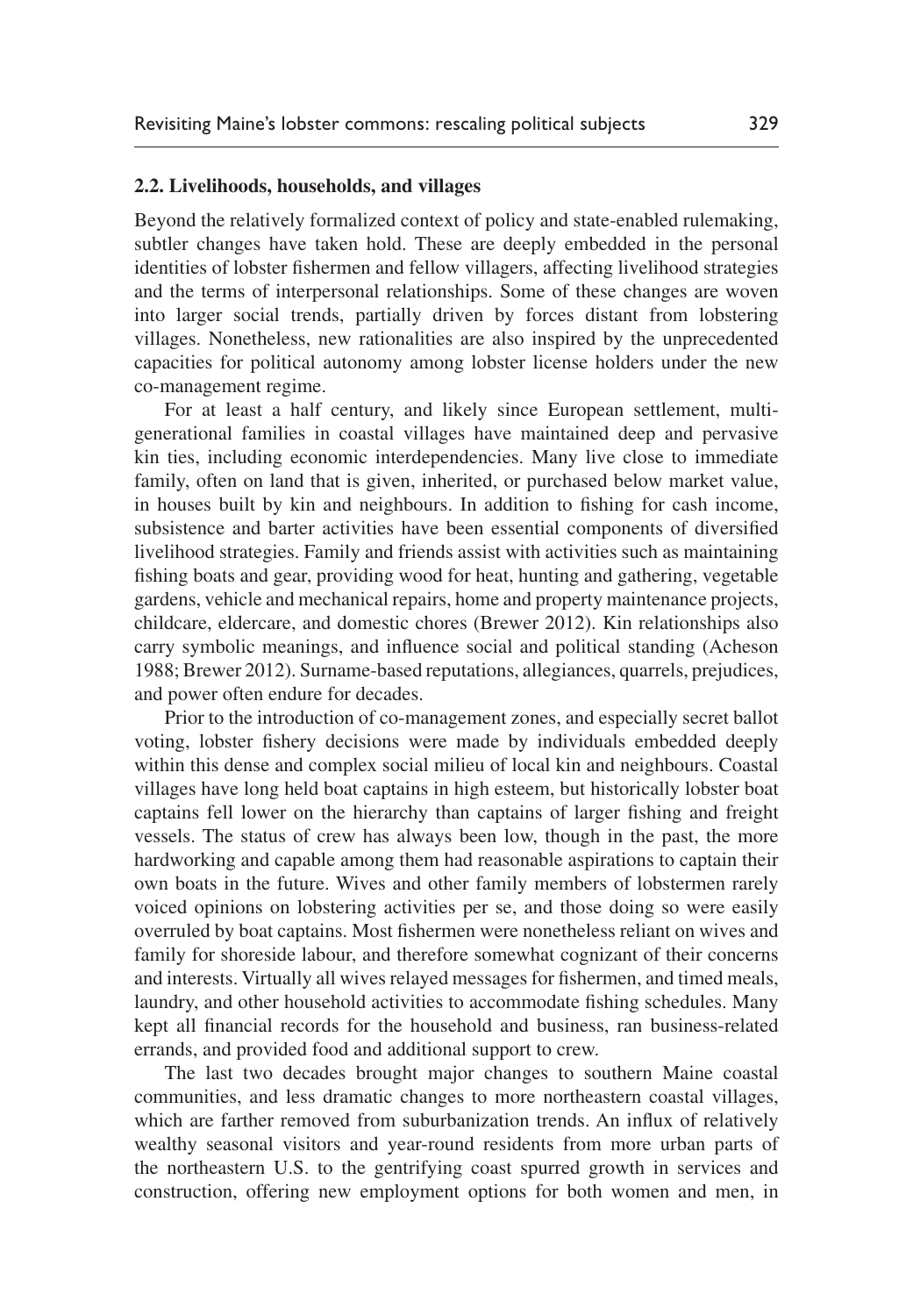### 2.2. Livelihoods, households, and villages

Beyond the relatively formalized context of policy and state-enabled rulemaking, subtler changes have taken hold. These are deeply embedded in the personal identities of lobster fishermen and fellow villagers, affecting livelihood strategies and the terms of interpersonal relationships. Some of these changes are woven into larger social trends, partially driven by forces distant from lobstering villages. Nonetheless, new rationalities are also inspired by the unprecedented capacities for political autonomy among lobster license holders under the new co-management regime.

For at least a half century, and likely since European settlement, multi-generational families in coastal villages have maintained deep and pervasive kin ties, including economic interdependencies. Many live close to immediate family, often on land that is given, inherited, or purchased below market value, in houses built by kin and neighbours. In addition to fishing for cash income, subsistence and barter activities have been essential components of diversified livelihood strategies. Family and friends assist with activities such as maintaining fishing boats and gear, providing wood for heat, hunting and gathering, vegetable gardens, vehicle and mechanical repairs, home and property maintenance projects, childcare, eldercare, and domestic chores (Brewer 2012). Kin relationships also carry symbolic meanings, and influence social and political standing (Acheson 1988; Brewer 2012). Surname-based reputations, allegiances, quarrels, prejudices, and power often endure for decades.

Prior to the introduction of co-management zones, and especially secret ballot voting, lobster fishery decisions were made by individuals embedded deeply within this dense and complex social milieu of local kin and neighbours. Coastal villages have long held boat captains in high esteem, but historically lobster boat captains fell lower on the hierarchy than captains of larger fishing and freight vessels. The status of crew has always been low, though in the past, the more hardworking and capable among them had reasonable aspirations to captain their own boats in the future. Wives and other family members of lobstermen rarely voiced opinions on lobstering activities per se, and those doing so were easily overruled by boat captains. Most fishermen were nonetheless reliant on wives and family for shoreside labour, and therefore somewhat cognizant of their concerns and interests. Virtually all wives relayed messages for fishermen, and timed meals, laundry, and other household activities to accommodate fishing schedules. Many kept all financial records for the household and business, ran business-related errands, and provided food and additional support to crew.

The last two decades brought major changes to southern Maine coastal communities, and less dramatic changes to more northeastern coastal villages, which are farther removed from suburbanization trends. An influx of relatively wealthy seasonal visitors and year-round residents from more urban parts of the northeastern U.S. to the gentrifying coast spurred growth in services and construction, offering new employment options for both women and men, in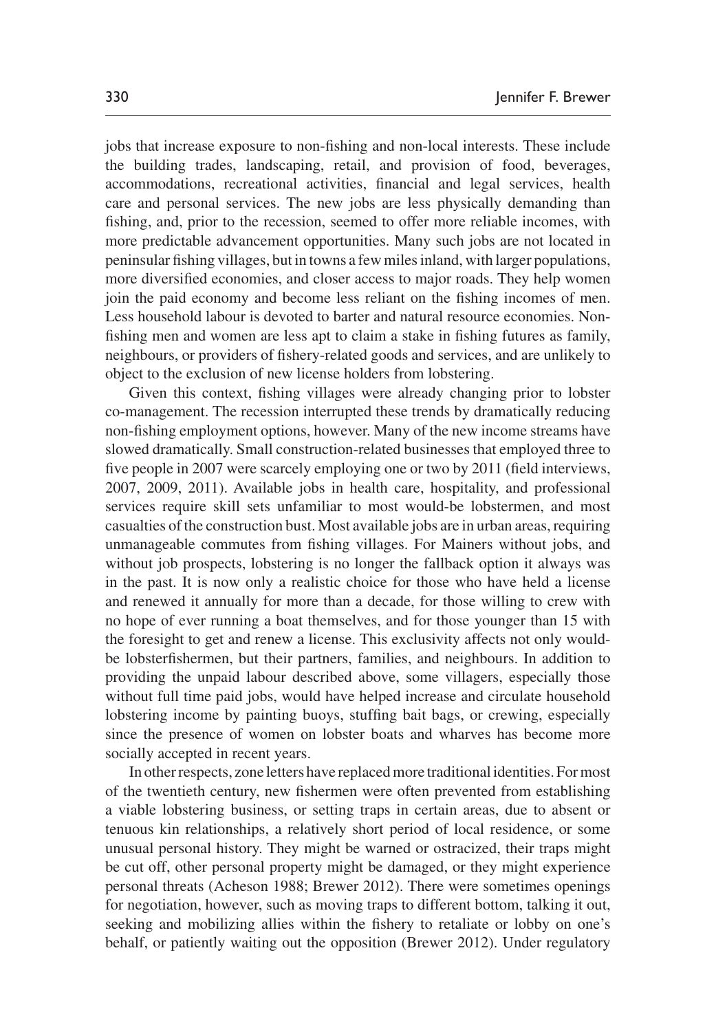jobs that increase exposure to non-fishing and non-local interests. These include the building trades, landscaping, retail, and provision of food, beverages, accommodations, recreational activities, financial and legal services, health care and personal services. The new jobs are less physically demanding than fishing, and, prior to the recession, seemed to offer more reliable incomes, with more predictable advancement opportunities. Many such jobs are not located in peninsular fishing villages, but in towns a few miles inland, with larger populations, more diversified economies, and closer access to major roads. They help women join the paid economy and become less reliant on the fishing incomes of men. Less household labour is devoted to barter and natural resource economies. Non-fishing men and women are less apt to claim a stake in fishing futures as family, neighbours, or providers of fishery-related goods and services, and are unlikely to object to the exclusion of new license holders from lobstering.

Given this context, fishing villages were already changing prior to lobster co-management. The recession interrupted these trends by dramatically reducing non-fishing employment options, however. Many of the new income streams have slowed dramatically. Small construction-related businesses that employed three to five people in 2007 were scarcely employing one or two by 2011 (field interviews, 2007, 2009, 2011). Available jobs in health care, hospitality, and professional services require skill sets unfamiliar to most would-be lobstermen, and most casualties of the construction bust. Most available jobs are in urban areas, requiring unmanageable commutes from fishing villages. For Mainers without jobs, and without job prospects, lobstering is no longer the fallback option it always was in the past. It is now only a realistic choice for those who have held a license and renewed it annually for more than a decade, for those willing to crew with no hope of ever running a boat themselves, and for those younger than 15 with the foresight to get and renew a license. This exclusivity affects not only would-be lobsterfishermen, but their partners, families, and neighbours. In addition to providing the unpaid labour described above, some villagers, especially those without full time paid jobs, would have helped increase and circulate household lobstering income by painting buoys, stuffing bait bags, or crewing, especially since the presence of women on lobster boats and wharves has become more socially accepted in recent years.

In other respects, zone letters have replaced more traditional identities. For most of the twentieth century, new fishermen were often prevented from establishing a viable lobstering business, or setting traps in certain areas, due to absent or tenuous kin relationships, a relatively short period of local residence, or some unusual personal history. They might be warned or ostracized, their traps might be cut off, other personal property might be damaged, or they might experience personal threats (Acheson 1988; Brewer 2012). There were sometimes openings for negotiation, however, such as moving traps to different bottom, talking it out, seeking and mobilizing allies within the fishery to retaliate or lobby on one's behalf, or patiently waiting out the opposition (Brewer 2012). Under regulatory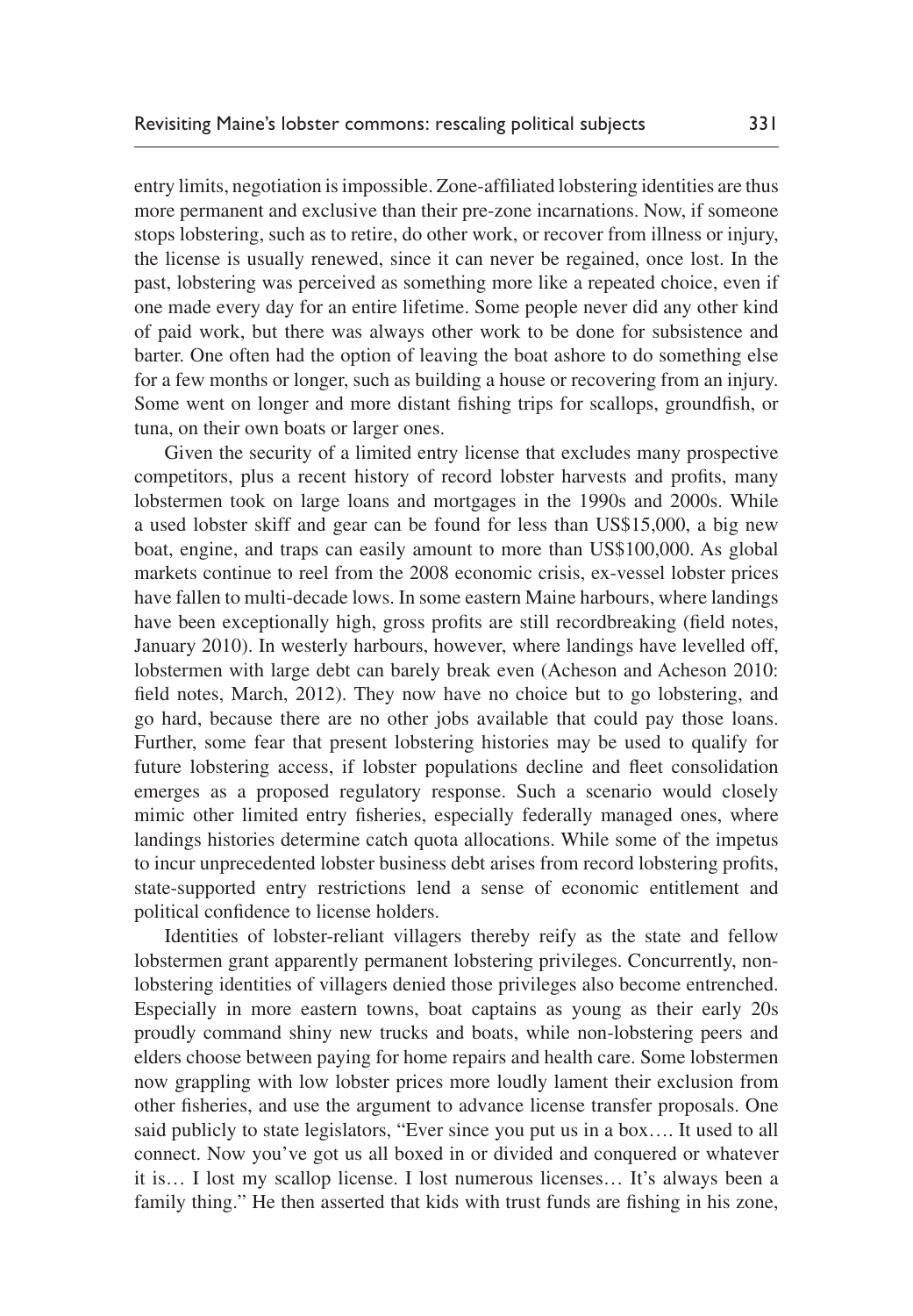entry limits, negotiation is impossible. Zone-affiliated lobstering identities are thus more permanent and exclusive than their pre-zone incarnations. Now, if someone stops lobstering, such as to retire, do other work, or recover from illness or injury, the license is usually renewed, since it can never be regained, once lost. In the past, lobstering was perceived as something more like a repeated choice, even if one made every day for an entire lifetime. Some people never did any other kind of paid work, but there was always other work to be done for subsistence and barter. One often had the option of leaving the boat ashore to do something else for a few months or longer, such as building a house or recovering from an injury. Some went on longer and more distant fishing trips for scallops, groundfish, or tuna, on their own boats or larger ones.

Given the security of a limited entry license that excludes many prospective competitors, plus a recent history of record lobster harvests and profits, many lobstermen took on large loans and mortgages in the 1990s and 2000s. While a used lobster skiff and gear can be found for less than US$15,000, a big new boat, engine, and traps can easily amount to more than US$100,000. As global markets continue to reel from the 2008 economic crisis, ex-vessel lobster prices have fallen to multi-decade lows. In some eastern Maine harbours, where landings have been exceptionally high, gross profits are still recordbreaking (field notes, January 2010). In westerly harbours, however, where landings have levelled off, lobstermen with large debt can barely break even (Acheson and Acheson 2010: field notes, March, 2012). They now have no choice but to go lobstering, and go hard, because there are no other jobs available that could pay those loans. Further, some fear that present lobstering histories may be used to qualify for future lobstering access, if lobster populations decline and fleet consolidation emerges as a proposed regulatory response. Such a scenario would closely mimic other limited entry fisheries, especially federally managed ones, where landings histories determine catch quota allocations. While some of the impetus to incur unprecedented lobster business debt arises from record lobstering profits, state-supported entry restrictions lend a sense of economic entitlement and political confidence to license holders.

Identities of lobster-reliant villagers thereby reify as the state and fellow lobstermen grant apparently permanent lobstering privileges. Concurrently, non-lobstering identities of villagers denied those privileges also become entrenched. Especially in more eastern towns, boat captains as young as their early 20s proudly command shiny new trucks and boats, while non-lobstering peers and elders choose between paying for home repairs and health care. Some lobstermen now grappling with low lobster prices more loudly lament their exclusion from other fisheries, and use the argument to advance license transfer proposals. One said publicly to state legislators, "Ever since you put us in a box…. It used to all connect. Now you've got us all boxed in or divided and conquered or whatever it is… I lost my scallop license. I lost numerous licenses… It's always been a family thing." He then asserted that kids with trust funds are fishing in his zone,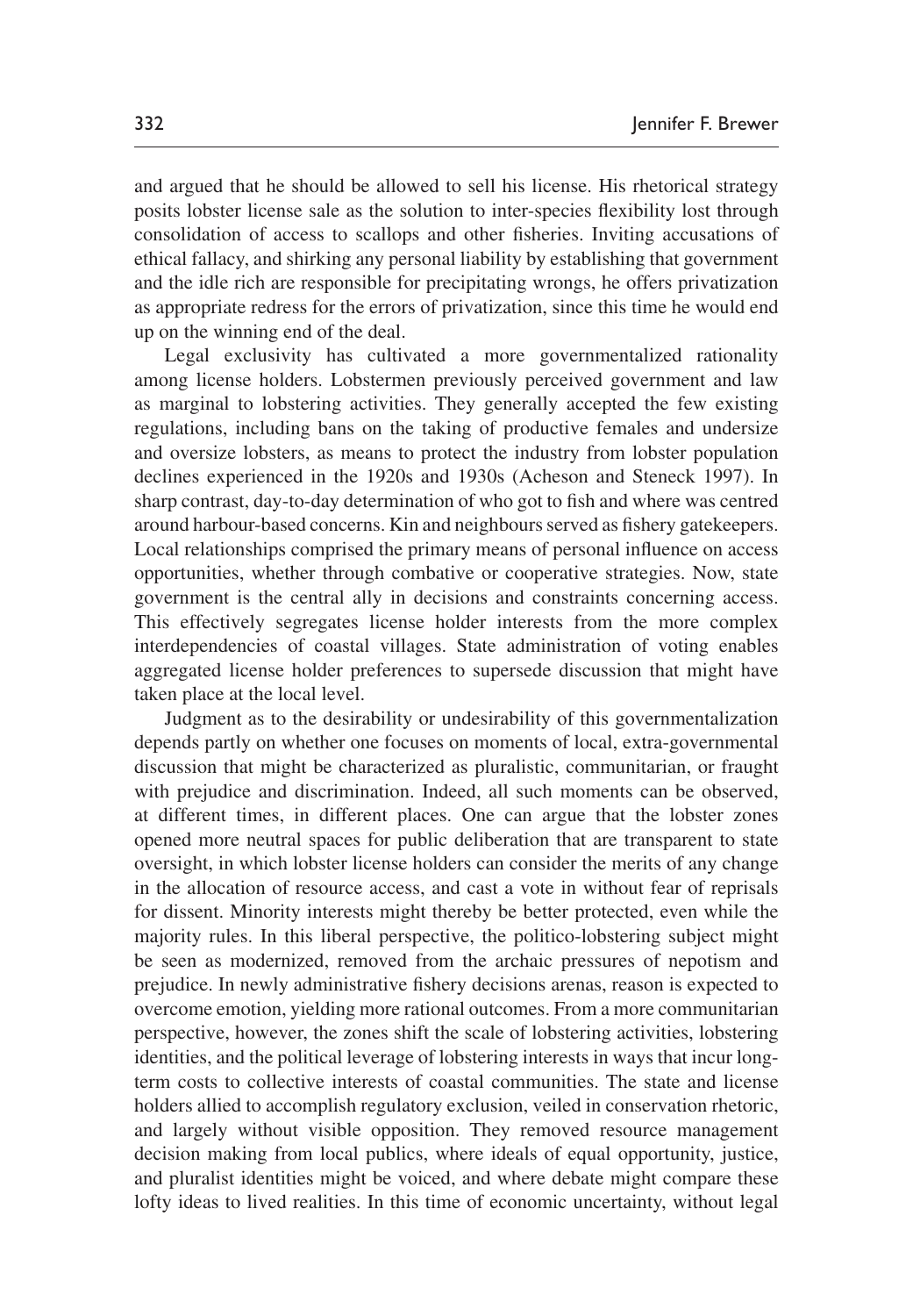and argued that he should be allowed to sell his license. His rhetorical strategy posits lobster license sale as the solution to inter-species flexibility lost through consolidation of access to scallops and other fisheries. Inviting accusations of ethical fallacy, and shirking any personal liability by establishing that government and the idle rich are responsible for precipitating wrongs, he offers privatization as appropriate redress for the errors of privatization, since this time he would end up on the winning end of the deal.

Legal exclusivity has cultivated a more governmentalized rationality among license holders. Lobstermen previously perceived government and law as marginal to lobstering activities. They generally accepted the few existing regulations, including bans on the taking of productive females and undersize and oversize lobsters, as means to protect the industry from lobster population declines experienced in the 1920s and 1930s (Acheson and Steneck 1997). In sharp contrast, day-to-day determination of who got to fish and where was centred around harbour-based concerns. Kin and neighbours served as fishery gatekeepers. Local relationships comprised the primary means of personal influence on access opportunities, whether through combative or cooperative strategies. Now, state government is the central ally in decisions and constraints concerning access. This effectively segregates license holder interests from the more complex interdependencies of coastal villages. State administration of voting enables aggregated license holder preferences to supersede discussion that might have taken place at the local level.

Judgment as to the desirability or undesirability of this governmentalization depends partly on whether one focuses on moments of local, extra-governmental discussion that might be characterized as pluralistic, communitarian, or fraught with prejudice and discrimination. Indeed, all such moments can be observed, at different times, in different places. One can argue that the lobster zones opened more neutral spaces for public deliberation that are transparent to state oversight, in which lobster license holders can consider the merits of any change in the allocation of resource access, and cast a vote in without fear of reprisals for dissent. Minority interests might thereby be better protected, even while the majority rules. In this liberal perspective, the politico-lobstering subject might be seen as modernized, removed from the archaic pressures of nepotism and prejudice. In newly administrative fishery decisions arenas, reason is expected to overcome emotion, yielding more rational outcomes. From a more communitarian perspective, however, the zones shift the scale of lobstering activities, lobstering identities, and the political leverage of lobstering interests in ways that incur long-term costs to collective interests of coastal communities. The state and license holders allied to accomplish regulatory exclusion, veiled in conservation rhetoric, and largely without visible opposition. They removed resource management decision making from local publics, where ideals of equal opportunity, justice, and pluralist identities might be voiced, and where debate might compare these lofty ideas to lived realities. In this time of economic uncertainty, without legal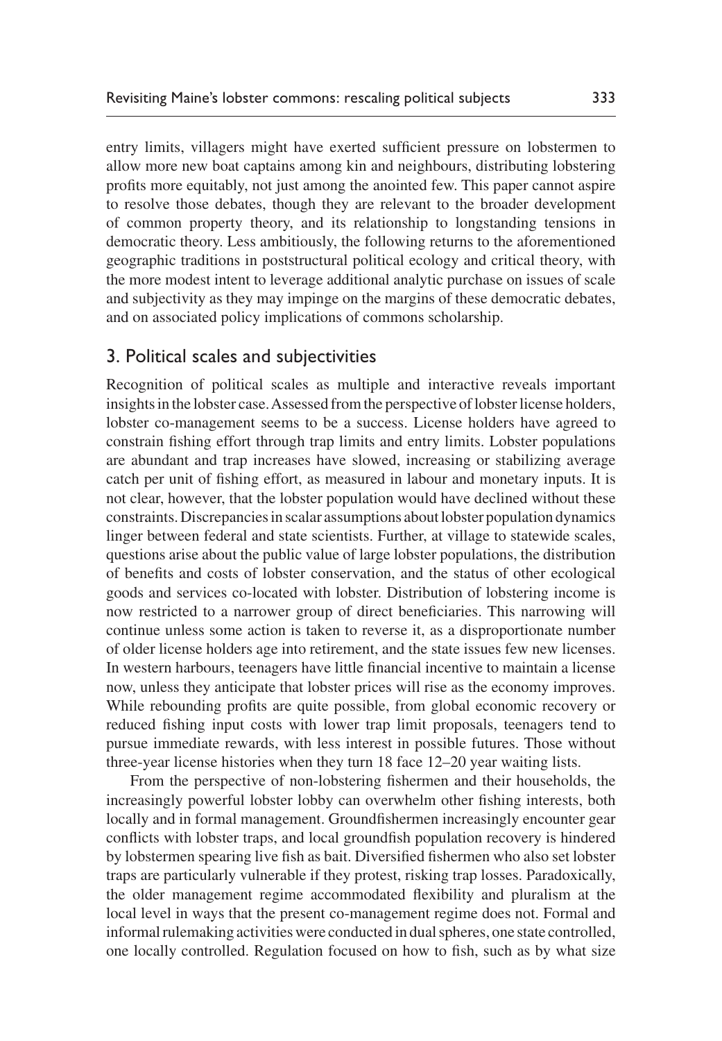entry limits, villagers might have exerted sufficient pressure on lobstermen to allow more new boat captains among kin and neighbours, distributing lobstering profits more equitably, not just among the anointed few. This paper cannot aspire to resolve those debates, though they are relevant to the broader development of common property theory, and its relationship to longstanding tensions in democratic theory. Less ambitiously, the following returns to the aforementioned geographic traditions in poststructural political ecology and critical theory, with the more modest intent to leverage additional analytic purchase on issues of scale and subjectivity as they may impinge on the margins of these democratic debates, and on associated policy implications of commons scholarship.

## 3. Political scales and subjectivities

Recognition of political scales as multiple and interactive reveals important insights in the lobster case. Assessed from the perspective of lobster license holders, lobster co-management seems to be a success. License holders have agreed to constrain fishing effort through trap limits and entry limits. Lobster populations are abundant and trap increases have slowed, increasing or stabilizing average catch per unit of fishing effort, as measured in labour and monetary inputs. It is not clear, however, that the lobster population would have declined without these constraints. Discrepancies in scalar assumptions about lobster population dynamics linger between federal and state scientists. Further, at village to statewide scales, questions arise about the public value of large lobster populations, the distribution of benefits and costs of lobster conservation, and the status of other ecological goods and services co-located with lobster. Distribution of lobstering income is now restricted to a narrower group of direct beneficiaries. This narrowing will continue unless some action is taken to reverse it, as a disproportionate number of older license holders age into retirement, and the state issues few new licenses. In western harbours, teenagers have little financial incentive to maintain a license now, unless they anticipate that lobster prices will rise as the economy improves. While rebounding profits are quite possible, from global economic recovery or reduced fishing input costs with lower trap limit proposals, teenagers tend to pursue immediate rewards, with less interest in possible futures. Those without three-year license histories when they turn 18 face 12–20 year waiting lists.

From the perspective of non-lobstering fishermen and their households, the increasingly powerful lobster lobby can overwhelm other fishing interests, both locally and in formal management. Groundfishermen increasingly encounter gear conflicts with lobster traps, and local groundfish population recovery is hindered by lobstermen spearing live fish as bait. Diversified fishermen who also set lobster traps are particularly vulnerable if they protest, risking trap losses. Paradoxically, the older management regime accommodated flexibility and pluralism at the local level in ways that the present co-management regime does not. Formal and informal rulemaking activities were conducted in dual spheres, one state controlled, one locally controlled. Regulation focused on how to fish, such as by what size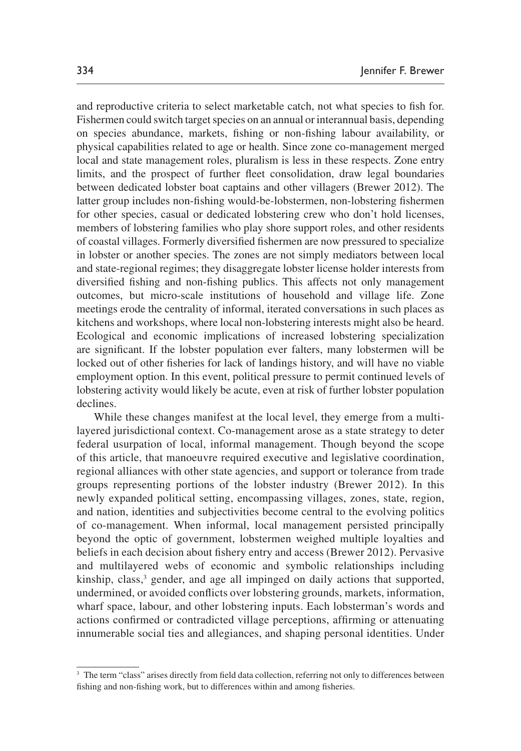and reproductive criteria to select marketable catch, not what species to fish for. Fishermen could switch target species on an annual or interannual basis, depending on species abundance, markets, fishing or non-fishing labour availability, or physical capabilities related to age or health. Since zone co-management merged local and state management roles, pluralism is less in these respects. Zone entry limits, and the prospect of further fleet consolidation, draw legal boundaries between dedicated lobster boat captains and other villagers (Brewer 2012). The latter group includes non-fishing would-be-lobstermen, non-lobstering fishermen for other species, casual or dedicated lobstering crew who don't hold licenses, members of lobstering families who play shore support roles, and other residents of coastal villages. Formerly diversified fishermen are now pressured to specialize in lobster or another species. The zones are not simply mediators between local and state-regional regimes; they disaggregate lobster license holder interests from diversified fishing and non-fishing publics. This affects not only management outcomes, but micro-scale institutions of household and village life. Zone meetings erode the centrality of informal, iterated conversations in such places as kitchens and workshops, where local non-lobstering interests might also be heard. Ecological and economic implications of increased lobstering specialization are significant. If the lobster population ever falters, many lobstermen will be locked out of other fisheries for lack of landings history, and will have no viable employment option. In this event, political pressure to permit continued levels of lobstering activity would likely be acute, even at risk of further lobster population declines.

While these changes manifest at the local level, they emerge from a multi-layered jurisdictional context. Co-management arose as a state strategy to deter federal usurpation of local, informal management. Though beyond the scope of this article, that manoeuvre required executive and legislative coordination, regional alliances with other state agencies, and support or tolerance from trade groups representing portions of the lobster industry (Brewer 2012). In this newly expanded political setting, encompassing villages, zones, state, region, and nation, identities and subjectivities become central to the evolving politics of co-management. When informal, local management persisted principally beyond the optic of government, lobstermen weighed multiple loyalties and beliefs in each decision about fishery entry and access (Brewer 2012). Pervasive and multilayered webs of economic and symbolic relationships including kinship, class,[3] gender, and age all impinged on daily actions that supported, undermined, or avoided conflicts over lobstering grounds, markets, information, wharf space, labour, and other lobstering inputs. Each lobsterman's words and actions confirmed or contradicted village perceptions, affirming or attenuating innumerable social ties and allegiances, and shaping personal identities. Under

---

[3] The term "class" arises directly from field data collection, referring not only to differences between fishing and non-fishing work, but to differences within and among fisheries.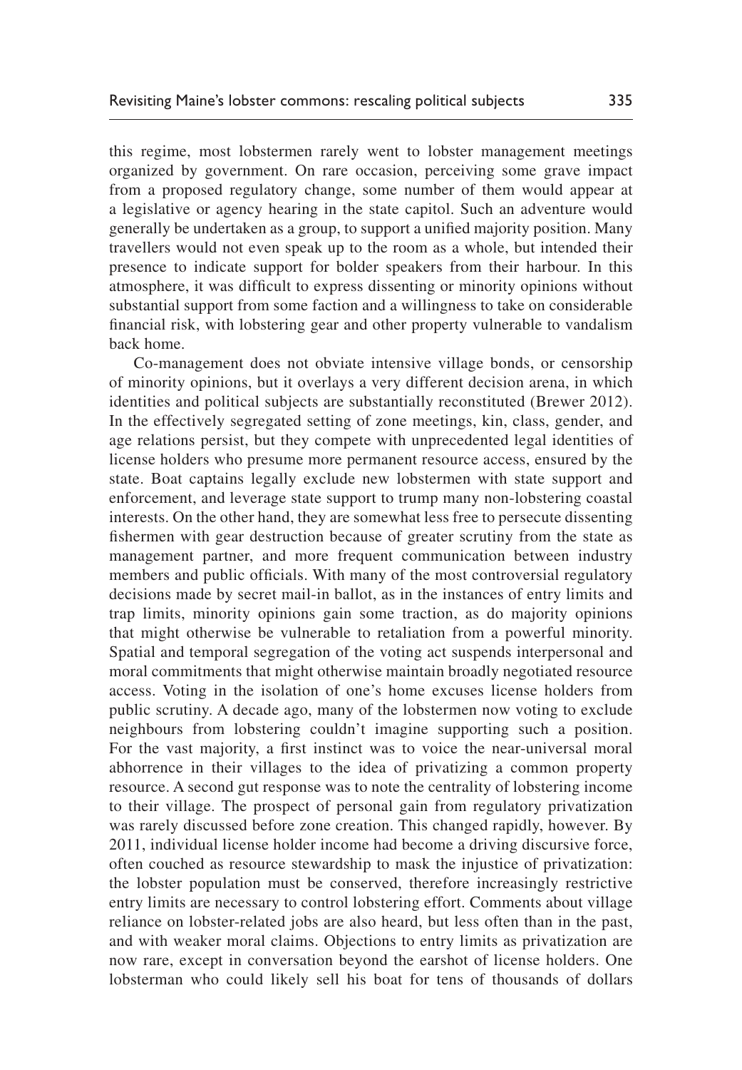this regime, most lobstermen rarely went to lobster management meetings organized by government. On rare occasion, perceiving some grave impact from a proposed regulatory change, some number of them would appear at a legislative or agency hearing in the state capitol. Such an adventure would generally be undertaken as a group, to support a unified majority position. Many travellers would not even speak up to the room as a whole, but intended their presence to indicate support for bolder speakers from their harbour. In this atmosphere, it was difficult to express dissenting or minority opinions without substantial support from some faction and a willingness to take on considerable financial risk, with lobstering gear and other property vulnerable to vandalism back home.

Co-management does not obviate intensive village bonds, or censorship of minority opinions, but it overlays a very different decision arena, in which identities and political subjects are substantially reconstituted (Brewer 2012). In the effectively segregated setting of zone meetings, kin, class, gender, and age relations persist, but they compete with unprecedented legal identities of license holders who presume more permanent resource access, ensured by the state. Boat captains legally exclude new lobstermen with state support and enforcement, and leverage state support to trump many non-lobstering coastal interests. On the other hand, they are somewhat less free to persecute dissenting fishermen with gear destruction because of greater scrutiny from the state as management partner, and more frequent communication between industry members and public officials. With many of the most controversial regulatory decisions made by secret mail-in ballot, as in the instances of entry limits and trap limits, minority opinions gain some traction, as do majority opinions that might otherwise be vulnerable to retaliation from a powerful minority. Spatial and temporal segregation of the voting act suspends interpersonal and moral commitments that might otherwise maintain broadly negotiated resource access. Voting in the isolation of one's home excuses license holders from public scrutiny. A decade ago, many of the lobstermen now voting to exclude neighbours from lobstering couldn't imagine supporting such a position. For the vast majority, a first instinct was to voice the near-universal moral abhorrence in their villages to the idea of privatizing a common property resource. A second gut response was to note the centrality of lobstering income to their village. The prospect of personal gain from regulatory privatization was rarely discussed before zone creation. This changed rapidly, however. By 2011, individual license holder income had become a driving discursive force, often couched as resource stewardship to mask the injustice of privatization: the lobster population must be conserved, therefore increasingly restrictive entry limits are necessary to control lobstering effort. Comments about village reliance on lobster-related jobs are also heard, but less often than in the past, and with weaker moral claims. Objections to entry limits as privatization are now rare, except in conversation beyond the earshot of license holders. One lobsterman who could likely sell his boat for tens of thousands of dollars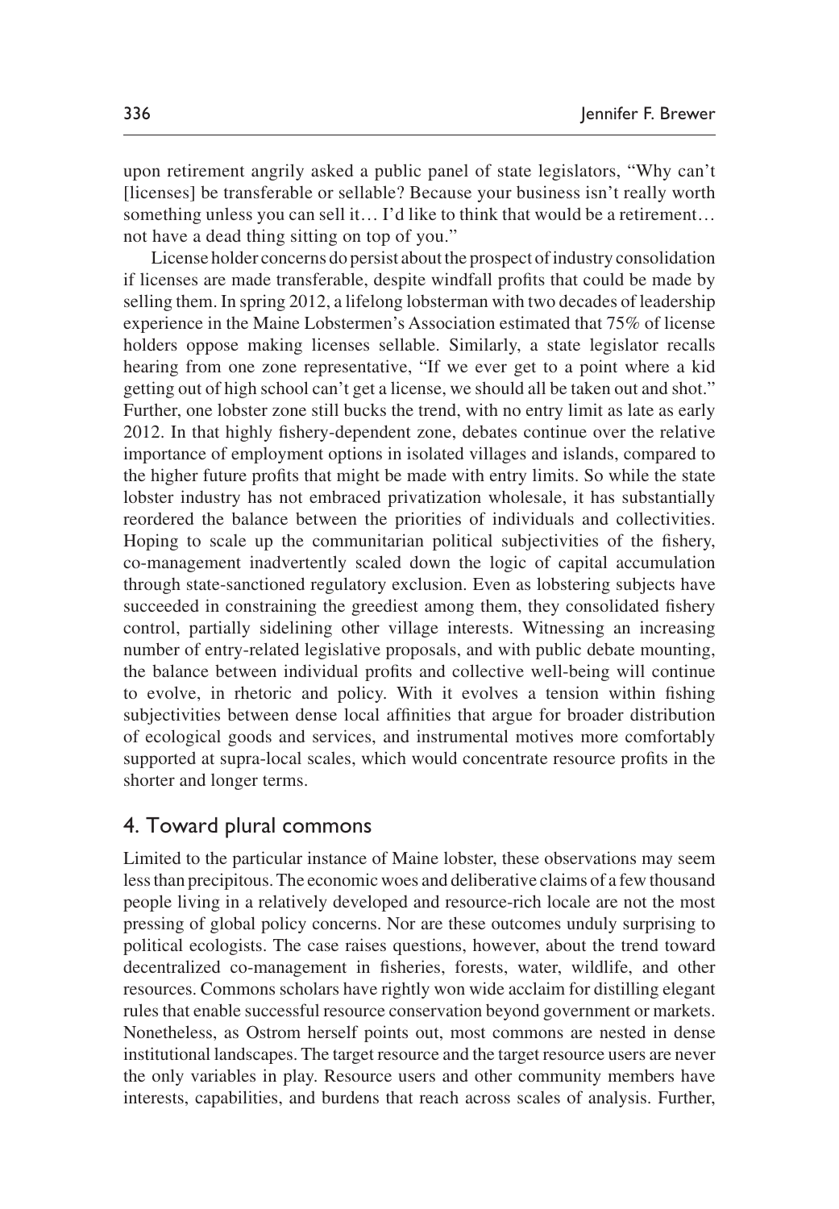upon retirement angrily asked a public panel of state legislators, "Why can't [licenses] be transferable or sellable? Because your business isn't really worth something unless you can sell it… I'd like to think that would be a retirement… not have a dead thing sitting on top of you."

License holder concerns do persist about the prospect of industry consolidation if licenses are made transferable, despite windfall profits that could be made by selling them. In spring 2012, a lifelong lobsterman with two decades of leadership experience in the Maine Lobstermen's Association estimated that 75% of license holders oppose making licenses sellable. Similarly, a state legislator recalls hearing from one zone representative, "If we ever get to a point where a kid getting out of high school can't get a license, we should all be taken out and shot." Further, one lobster zone still bucks the trend, with no entry limit as late as early 2012. In that highly fishery-dependent zone, debates continue over the relative importance of employment options in isolated villages and islands, compared to the higher future profits that might be made with entry limits. So while the state lobster industry has not embraced privatization wholesale, it has substantially reordered the balance between the priorities of individuals and collectivities. Hoping to scale up the communitarian political subjectivities of the fishery, co-management inadvertently scaled down the logic of capital accumulation through state-sanctioned regulatory exclusion. Even as lobstering subjects have succeeded in constraining the greediest among them, they consolidated fishery control, partially sidelining other village interests. Witnessing an increasing number of entry-related legislative proposals, and with public debate mounting, the balance between individual profits and collective well-being will continue to evolve, in rhetoric and policy. With it evolves a tension within fishing subjectivities between dense local affinities that argue for broader distribution of ecological goods and services, and instrumental motives more comfortably supported at supra-local scales, which would concentrate resource profits in the shorter and longer terms.

## 4. Toward plural commons

Limited to the particular instance of Maine lobster, these observations may seem less than precipitous. The economic woes and deliberative claims of a few thousand people living in a relatively developed and resource-rich locale are not the most pressing of global policy concerns. Nor are these outcomes unduly surprising to political ecologists. The case raises questions, however, about the trend toward decentralized co-management in fisheries, forests, water, wildlife, and other resources. Commons scholars have rightly won wide acclaim for distilling elegant rules that enable successful resource conservation beyond government or markets. Nonetheless, as Ostrom herself points out, most commons are nested in dense institutional landscapes. The target resource and the target resource users are never the only variables in play. Resource users and other community members have interests, capabilities, and burdens that reach across scales of analysis. Further,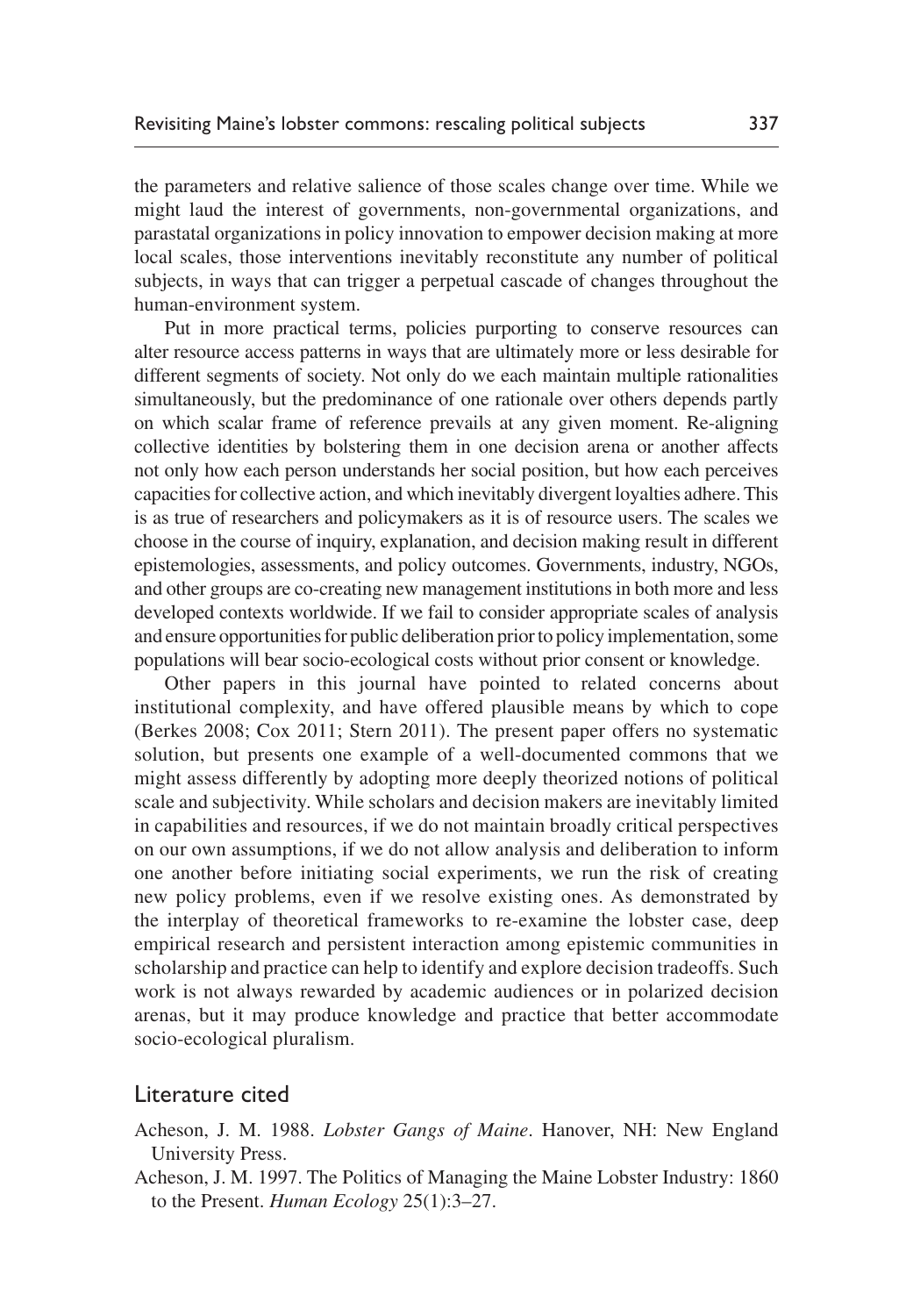the parameters and relative salience of those scales change over time. While we might laud the interest of governments, non-governmental organizations, and parastatal organizations in policy innovation to empower decision making at more local scales, those interventions inevitably reconstitute any number of political subjects, in ways that can trigger a perpetual cascade of changes throughout the human-environment system.

Put in more practical terms, policies purporting to conserve resources can alter resource access patterns in ways that are ultimately more or less desirable for different segments of society. Not only do we each maintain multiple rationalities simultaneously, but the predominance of one rationale over others depends partly on which scalar frame of reference prevails at any given moment. Re-aligning collective identities by bolstering them in one decision arena or another affects not only how each person understands her social position, but how each perceives capacities for collective action, and which inevitably divergent loyalties adhere. This is as true of researchers and policymakers as it is of resource users. The scales we choose in the course of inquiry, explanation, and decision making result in different epistemologies, assessments, and policy outcomes. Governments, industry, NGOs, and other groups are co-creating new management institutions in both more and less developed contexts worldwide. If we fail to consider appropriate scales of analysis and ensure opportunities for public deliberation prior to policy implementation, some populations will bear socio-ecological costs without prior consent or knowledge.

Other papers in this journal have pointed to related concerns about institutional complexity, and have offered plausible means by which to cope (Berkes 2008; Cox 2011; Stern 2011). The present paper offers no systematic solution, but presents one example of a well-documented commons that we might assess differently by adopting more deeply theorized notions of political scale and subjectivity. While scholars and decision makers are inevitably limited in capabilities and resources, if we do not maintain broadly critical perspectives on our own assumptions, if we do not allow analysis and deliberation to inform one another before initiating social experiments, we run the risk of creating new policy problems, even if we resolve existing ones. As demonstrated by the interplay of theoretical frameworks to re-examine the lobster case, deep empirical research and persistent interaction among epistemic communities in scholarship and practice can help to identify and explore decision tradeoffs. Such work is not always rewarded by academic audiences or in polarized decision arenas, but it may produce knowledge and practice that better accommodate socio-ecological pluralism.

## Literature cited

Acheson, J. M. 1988. *Lobster Gangs of Maine*. Hanover, NH: New England University Press.

Acheson, J. M. 1997. The Politics of Managing the Maine Lobster Industry: 1860 to the Present. *Human Ecology* 25(1):3–27.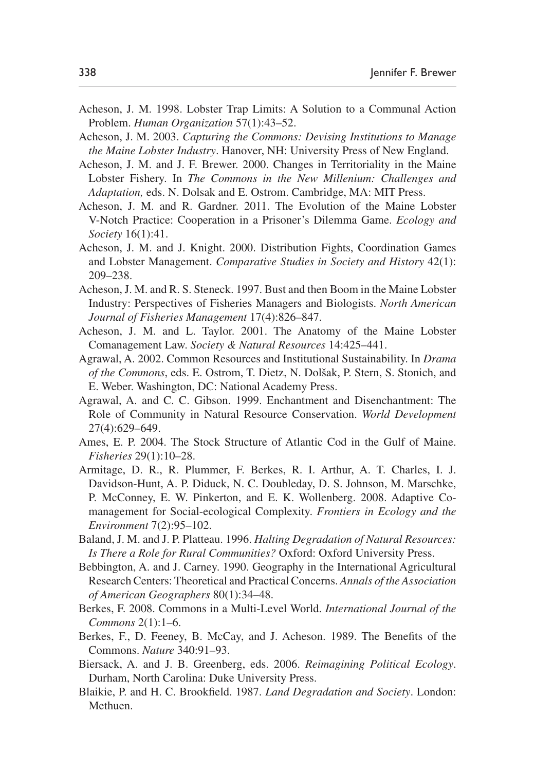Acheson, J. M. 1998. Lobster Trap Limits: A Solution to a Communal Action Problem. *Human Organization* 57(1):43–52.

Acheson, J. M. 2003. *Capturing the Commons: Devising Institutions to Manage the Maine Lobster Industry*. Hanover, NH: University Press of New England.

Acheson, J. M. and J. F. Brewer. 2000. Changes in Territoriality in the Maine Lobster Fishery. In *The Commons in the New Millenium: Challenges and Adaptation,* eds. N. Dolsak and E. Ostrom. Cambridge, MA: MIT Press.

Acheson, J. M. and R. Gardner. 2011. The Evolution of the Maine Lobster V-Notch Practice: Cooperation in a Prisoner's Dilemma Game. *Ecology and Society* 16(1):41.

Acheson, J. M. and J. Knight. 2000. Distribution Fights, Coordination Games and Lobster Management. *Comparative Studies in Society and History* 42(1): 209–238.

Acheson, J. M. and R. S. Steneck. 1997. Bust and then Boom in the Maine Lobster Industry: Perspectives of Fisheries Managers and Biologists. *North American Journal of Fisheries Management* 17(4):826–847.

Acheson, J. M. and L. Taylor. 2001. The Anatomy of the Maine Lobster Comanagement Law. *Society & Natural Resources* 14:425–441.

Agrawal, A. 2002. Common Resources and Institutional Sustainability. In *Drama of the Commons*, eds. E. Ostrom, T. Dietz, N. Dolšak, P. Stern, S. Stonich, and E. Weber. Washington, DC: National Academy Press.

Agrawal, A. and C. C. Gibson. 1999. Enchantment and Disenchantment: The Role of Community in Natural Resource Conservation. *World Development* 27(4):629–649.

Ames, E. P. 2004. The Stock Structure of Atlantic Cod in the Gulf of Maine. *Fisheries* 29(1):10–28.

Armitage, D. R., R. Plummer, F. Berkes, R. I. Arthur, A. T. Charles, I. J. Davidson-Hunt, A. P. Diduck, N. C. Doubleday, D. S. Johnson, M. Marschke, P. McConney, E. W. Pinkerton, and E. K. Wollenberg. 2008. Adaptive Co-management for Social-ecological Complexity. *Frontiers in Ecology and the Environment* 7(2):95–102.

Baland, J. M. and J. P. Platteau. 1996. *Halting Degradation of Natural Resources: Is There a Role for Rural Communities?* Oxford: Oxford University Press.

Bebbington, A. and J. Carney. 1990. Geography in the International Agricultural Research Centers: Theoretical and Practical Concerns. *Annals of the Association of American Geographers* 80(1):34–48.

Berkes, F. 2008. Commons in a Multi-Level World. *International Journal of the Commons* 2(1):1–6.

Berkes, F., D. Feeney, B. McCay, and J. Acheson. 1989. The Benefits of the Commons. *Nature* 340:91–93.

Biersack, A. and J. B. Greenberg, eds. 2006. *Reimagining Political Ecology*. Durham, North Carolina: Duke University Press.

Blaikie, P. and H. C. Brookfield. 1987. *Land Degradation and Society*. London: Methuen.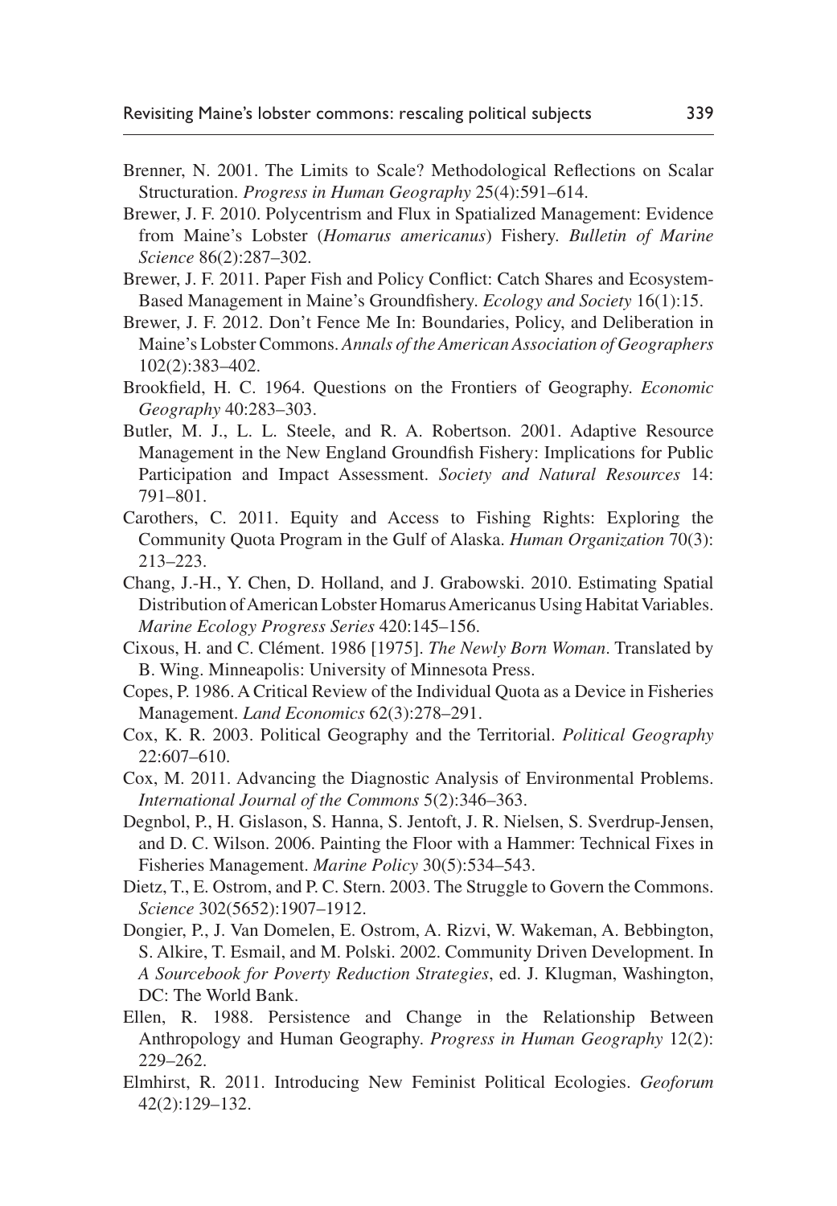Brenner, N. 2001. The Limits to Scale? Methodological Reflections on Scalar Structuration. *Progress in Human Geography* 25(4):591–614.

Brewer, J. F. 2010. Polycentrism and Flux in Spatialized Management: Evidence from Maine's Lobster (*Homarus americanus*) Fishery. *Bulletin of Marine Science* 86(2):287–302.

Brewer, J. F. 2011. Paper Fish and Policy Conflict: Catch Shares and Ecosystem-Based Management in Maine's Groundfishery. *Ecology and Society* 16(1):15.

Brewer, J. F. 2012. Don't Fence Me In: Boundaries, Policy, and Deliberation in Maine's Lobster Commons. *Annals of the American Association of Geographers* 102(2):383–402.

Brookfield, H. C. 1964. Questions on the Frontiers of Geography. *Economic Geography* 40:283–303.

Butler, M. J., L. L. Steele, and R. A. Robertson. 2001. Adaptive Resource Management in the New England Groundfish Fishery: Implications for Public Participation and Impact Assessment. *Society and Natural Resources* 14: 791–801.

Carothers, C. 2011. Equity and Access to Fishing Rights: Exploring the Community Quota Program in the Gulf of Alaska. *Human Organization* 70(3): 213–223.

Chang, J.-H., Y. Chen, D. Holland, and J. Grabowski. 2010. Estimating Spatial Distribution of American Lobster Homarus Americanus Using Habitat Variables. *Marine Ecology Progress Series* 420:145–156.

Cixous, H. and C. Clément. 1986 [1975]. *The Newly Born Woman*. Translated by B. Wing. Minneapolis: University of Minnesota Press.

Copes, P. 1986. A Critical Review of the Individual Quota as a Device in Fisheries Management. *Land Economics* 62(3):278–291.

Cox, K. R. 2003. Political Geography and the Territorial. *Political Geography* 22:607–610.

Cox, M. 2011. Advancing the Diagnostic Analysis of Environmental Problems. *International Journal of the Commons* 5(2):346–363.

Degnbol, P., H. Gislason, S. Hanna, S. Jentoft, J. R. Nielsen, S. Sverdrup-Jensen, and D. C. Wilson. 2006. Painting the Floor with a Hammer: Technical Fixes in Fisheries Management. *Marine Policy* 30(5):534–543.

Dietz, T., E. Ostrom, and P. C. Stern. 2003. The Struggle to Govern the Commons. *Science* 302(5652):1907–1912.

Dongier, P., J. Van Domelen, E. Ostrom, A. Rizvi, W. Wakeman, A. Bebbington, S. Alkire, T. Esmail, and M. Polski. 2002. Community Driven Development. In *A Sourcebook for Poverty Reduction Strategies*, ed. J. Klugman, Washington, DC: The World Bank.

Ellen, R. 1988. Persistence and Change in the Relationship Between Anthropology and Human Geography. *Progress in Human Geography* 12(2): 229–262.

Elmhirst, R. 2011. Introducing New Feminist Political Ecologies. *Geoforum* 42(2):129–132.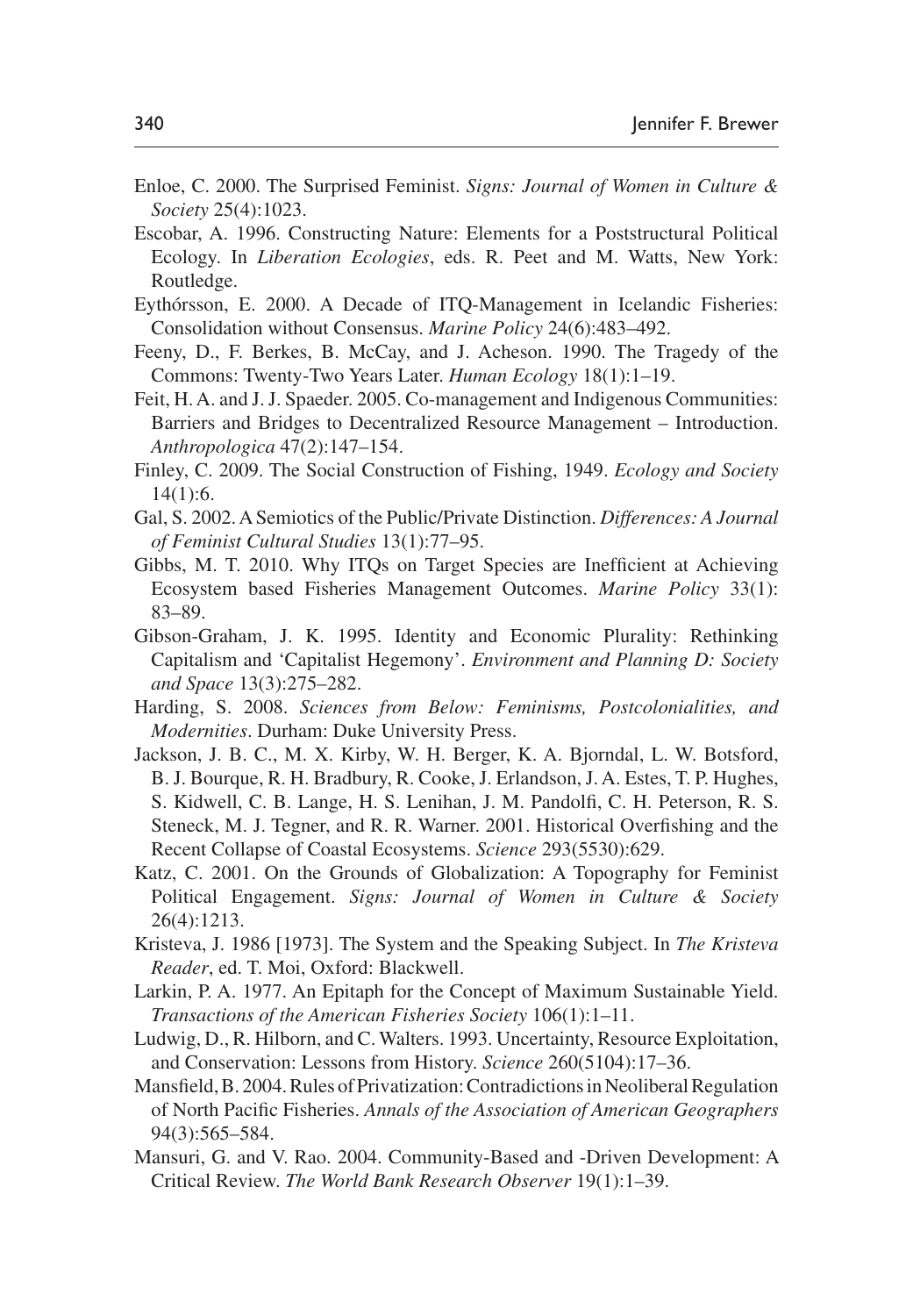Enloe, C. 2000. The Surprised Feminist. *Signs: Journal of Women in Culture & Society* 25(4):1023.

Escobar, A. 1996. Constructing Nature: Elements for a Poststructural Political Ecology. In *Liberation Ecologies*, eds. R. Peet and M. Watts, New York: Routledge.

Eythórsson, E. 2000. A Decade of ITQ-Management in Icelandic Fisheries: Consolidation without Consensus. *Marine Policy* 24(6):483–492.

Feeny, D., F. Berkes, B. McCay, and J. Acheson. 1990. The Tragedy of the Commons: Twenty-Two Years Later. *Human Ecology* 18(1):1–19.

Feit, H. A. and J. J. Spaeder. 2005. Co-management and Indigenous Communities: Barriers and Bridges to Decentralized Resource Management – Introduction. *Anthropologica* 47(2):147–154.

Finley, C. 2009. The Social Construction of Fishing, 1949. *Ecology and Society* 14(1):6.

Gal, S. 2002. A Semiotics of the Public/Private Distinction. *Differences: A Journal of Feminist Cultural Studies* 13(1):77–95.

Gibbs, M. T. 2010. Why ITQs on Target Species are Inefficient at Achieving Ecosystem based Fisheries Management Outcomes. *Marine Policy* 33(1): 83–89.

Gibson-Graham, J. K. 1995. Identity and Economic Plurality: Rethinking Capitalism and 'Capitalist Hegemony'. *Environment and Planning D: Society and Space* 13(3):275–282.

Harding, S. 2008. *Sciences from Below: Feminisms, Postcolonialities, and Modernities*. Durham: Duke University Press.

Jackson, J. B. C., M. X. Kirby, W. H. Berger, K. A. Bjorndal, L. W. Botsford, B. J. Bourque, R. H. Bradbury, R. Cooke, J. Erlandson, J. A. Estes, T. P. Hughes, S. Kidwell, C. B. Lange, H. S. Lenihan, J. M. Pandolfi, C. H. Peterson, R. S. Steneck, M. J. Tegner, and R. R. Warner. 2001. Historical Overfishing and the Recent Collapse of Coastal Ecosystems. *Science* 293(5530):629.

Katz, C. 2001. On the Grounds of Globalization: A Topography for Feminist Political Engagement. *Signs: Journal of Women in Culture & Society* 26(4):1213.

Kristeva, J. 1986 [1973]. The System and the Speaking Subject. In *The Kristeva Reader*, ed. T. Moi, Oxford: Blackwell.

Larkin, P. A. 1977. An Epitaph for the Concept of Maximum Sustainable Yield. *Transactions of the American Fisheries Society* 106(1):1–11.

Ludwig, D., R. Hilborn, and C. Walters. 1993. Uncertainty, Resource Exploitation, and Conservation: Lessons from History. *Science* 260(5104):17–36.

Mansfield, B. 2004. Rules of Privatization: Contradictions in Neoliberal Regulation of North Pacific Fisheries. *Annals of the Association of American Geographers* 94(3):565–584.

Mansuri, G. and V. Rao. 2004. Community-Based and -Driven Development: A Critical Review. *The World Bank Research Observer* 19(1):1–39.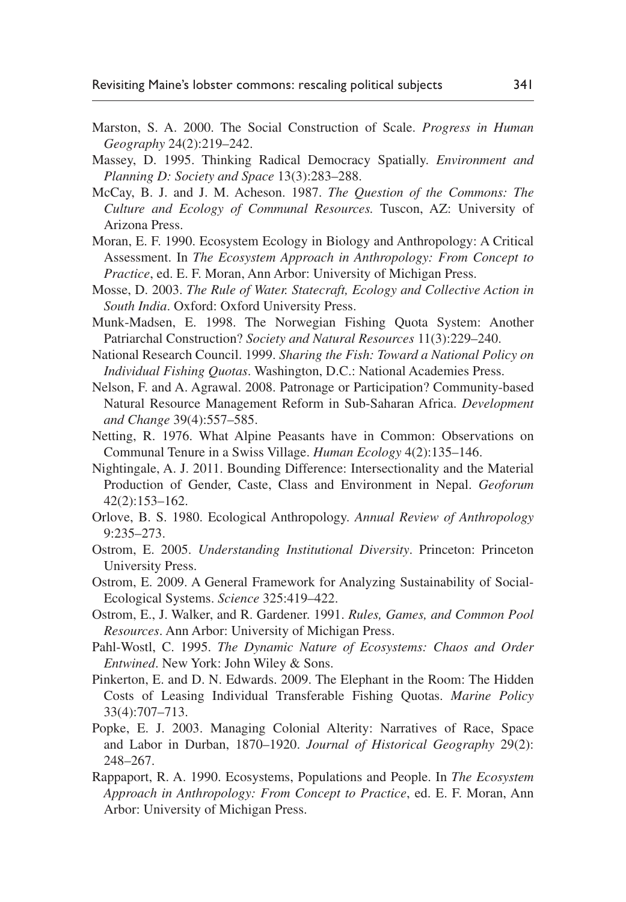Marston, S. A. 2000. The Social Construction of Scale. *Progress in Human Geography* 24(2):219–242.

Massey, D. 1995. Thinking Radical Democracy Spatially. *Environment and Planning D: Society and Space* 13(3):283–288.

McCay, B. J. and J. M. Acheson. 1987. *The Question of the Commons: The Culture and Ecology of Communal Resources.* Tuscon, AZ: University of Arizona Press.

Moran, E. F. 1990. Ecosystem Ecology in Biology and Anthropology: A Critical Assessment. In *The Ecosystem Approach in Anthropology: From Concept to Practice*, ed. E. F. Moran, Ann Arbor: University of Michigan Press.

Mosse, D. 2003. *The Rule of Water. Statecraft, Ecology and Collective Action in South India*. Oxford: Oxford University Press.

Munk-Madsen, E. 1998. The Norwegian Fishing Quota System: Another Patriarchal Construction? *Society and Natural Resources* 11(3):229–240.

National Research Council. 1999. *Sharing the Fish: Toward a National Policy on Individual Fishing Quotas*. Washington, D.C.: National Academies Press.

Nelson, F. and A. Agrawal. 2008. Patronage or Participation? Community-based Natural Resource Management Reform in Sub-Saharan Africa. *Development and Change* 39(4):557–585.

Netting, R. 1976. What Alpine Peasants have in Common: Observations on Communal Tenure in a Swiss Village. *Human Ecology* 4(2):135–146.

Nightingale, A. J. 2011. Bounding Difference: Intersectionality and the Material Production of Gender, Caste, Class and Environment in Nepal. *Geoforum* 42(2):153–162.

Orlove, B. S. 1980. Ecological Anthropology. *Annual Review of Anthropology* 9:235–273.

Ostrom, E. 2005. *Understanding Institutional Diversity*. Princeton: Princeton University Press.

Ostrom, E. 2009. A General Framework for Analyzing Sustainability of Social-Ecological Systems. *Science* 325:419–422.

Ostrom, E., J. Walker, and R. Gardener. 1991. *Rules, Games, and Common Pool Resources*. Ann Arbor: University of Michigan Press.

Pahl-Wostl, C. 1995. *The Dynamic Nature of Ecosystems: Chaos and Order Entwined*. New York: John Wiley & Sons.

Pinkerton, E. and D. N. Edwards. 2009. The Elephant in the Room: The Hidden Costs of Leasing Individual Transferable Fishing Quotas. *Marine Policy* 33(4):707–713.

Popke, E. J. 2003. Managing Colonial Alterity: Narratives of Race, Space and Labor in Durban, 1870–1920. *Journal of Historical Geography* 29(2): 248–267.

Rappaport, R. A. 1990. Ecosystems, Populations and People. In *The Ecosystem Approach in Anthropology: From Concept to Practice*, ed. E. F. Moran, Ann Arbor: University of Michigan Press.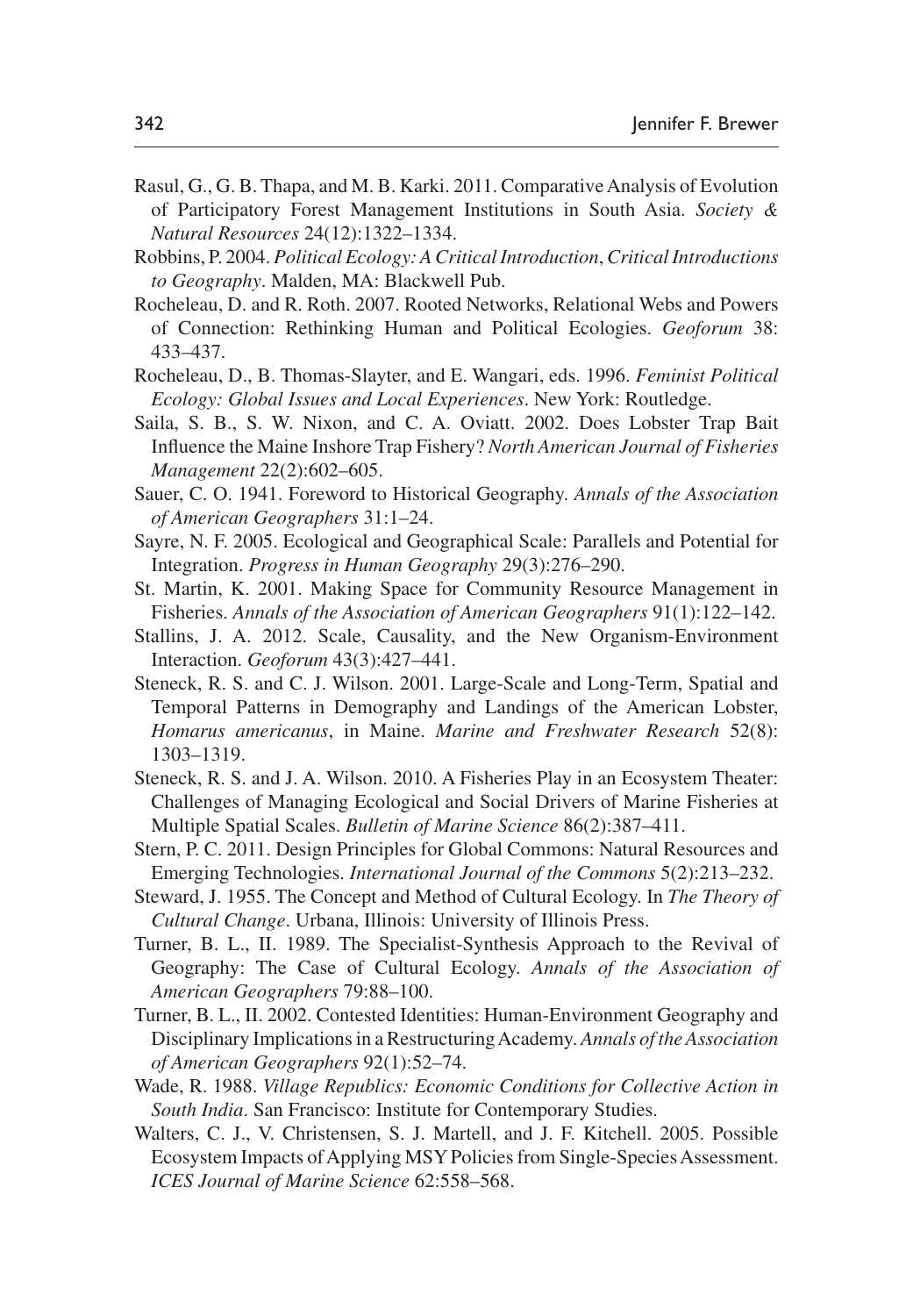Rasul, G., G. B. Thapa, and M. B. Karki. 2011. Comparative Analysis of Evolution of Participatory Forest Management Institutions in South Asia. *Society & Natural Resources* 24(12):1322–1334.

Robbins, P. 2004. *Political Ecology: A Critical Introduction*, *Critical Introductions to Geography*. Malden, MA: Blackwell Pub.

Rocheleau, D. and R. Roth. 2007. Rooted Networks, Relational Webs and Powers of Connection: Rethinking Human and Political Ecologies. *Geoforum* 38: 433–437.

Rocheleau, D., B. Thomas-Slayter, and E. Wangari, eds. 1996. *Feminist Political Ecology: Global Issues and Local Experiences*. New York: Routledge.

Saila, S. B., S. W. Nixon, and C. A. Oviatt. 2002. Does Lobster Trap Bait Influence the Maine Inshore Trap Fishery? *North American Journal of Fisheries Management* 22(2):602–605.

Sauer, C. O. 1941. Foreword to Historical Geography. *Annals of the Association of American Geographers* 31:1–24.

Sayre, N. F. 2005. Ecological and Geographical Scale: Parallels and Potential for Integration. *Progress in Human Geography* 29(3):276–290.

St. Martin, K. 2001. Making Space for Community Resource Management in Fisheries. *Annals of the Association of American Geographers* 91(1):122–142.

Stallins, J. A. 2012. Scale, Causality, and the New Organism-Environment Interaction. *Geoforum* 43(3):427–441.

Steneck, R. S. and C. J. Wilson. 2001. Large-Scale and Long-Term, Spatial and Temporal Patterns in Demography and Landings of the American Lobster, *Homarus americanus*, in Maine. *Marine and Freshwater Research* 52(8): 1303–1319.

Steneck, R. S. and J. A. Wilson. 2010. A Fisheries Play in an Ecosystem Theater: Challenges of Managing Ecological and Social Drivers of Marine Fisheries at Multiple Spatial Scales. *Bulletin of Marine Science* 86(2):387–411.

Stern, P. C. 2011. Design Principles for Global Commons: Natural Resources and Emerging Technologies. *International Journal of the Commons* 5(2):213–232.

Steward, J. 1955. The Concept and Method of Cultural Ecology. In *The Theory of Cultural Change*. Urbana, Illinois: University of Illinois Press.

Turner, B. L., II. 1989. The Specialist-Synthesis Approach to the Revival of Geography: The Case of Cultural Ecology. *Annals of the Association of American Geographers* 79:88–100.

Turner, B. L., II. 2002. Contested Identities: Human-Environment Geography and Disciplinary Implications in a Restructuring Academy. *Annals of the Association of American Geographers* 92(1):52–74.

Wade, R. 1988. *Village Republics: Economic Conditions for Collective Action in South India*. San Francisco: Institute for Contemporary Studies.

Walters, C. J., V. Christensen, S. J. Martell, and J. F. Kitchell. 2005. Possible Ecosystem Impacts of Applying MSY Policies from Single-Species Assessment. *ICES Journal of Marine Science* 62:558–568.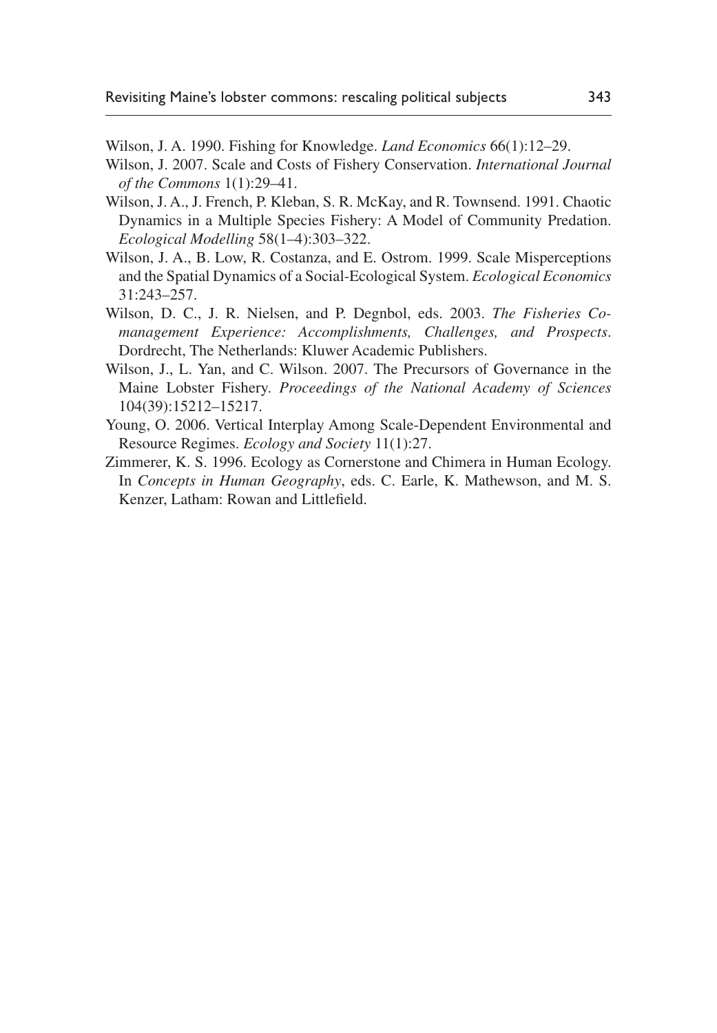Wilson, J. A. 1990. Fishing for Knowledge. *Land Economics* 66(1):12–29.

Wilson, J. 2007. Scale and Costs of Fishery Conservation. *International Journal of the Commons* 1(1):29–41.

Wilson, J. A., J. French, P. Kleban, S. R. McKay, and R. Townsend. 1991. Chaotic Dynamics in a Multiple Species Fishery: A Model of Community Predation. *Ecological Modelling* 58(1–4):303–322.

Wilson, J. A., B. Low, R. Costanza, and E. Ostrom. 1999. Scale Misperceptions and the Spatial Dynamics of a Social-Ecological System. *Ecological Economics* 31:243–257.

Wilson, D. C., J. R. Nielsen, and P. Degnbol, eds. 2003. *The Fisheries Co-management Experience: Accomplishments, Challenges, and Prospects*. Dordrecht, The Netherlands: Kluwer Academic Publishers.

Wilson, J., L. Yan, and C. Wilson. 2007. The Precursors of Governance in the Maine Lobster Fishery. *Proceedings of the National Academy of Sciences* 104(39):15212–15217.

Young, O. 2006. Vertical Interplay Among Scale-Dependent Environmental and Resource Regimes. *Ecology and Society* 11(1):27.

Zimmerer, K. S. 1996. Ecology as Cornerstone and Chimera in Human Ecology. In *Concepts in Human Geography*, eds. C. Earle, K. Mathewson, and M. S. Kenzer, Latham: Rowan and Littlefield.